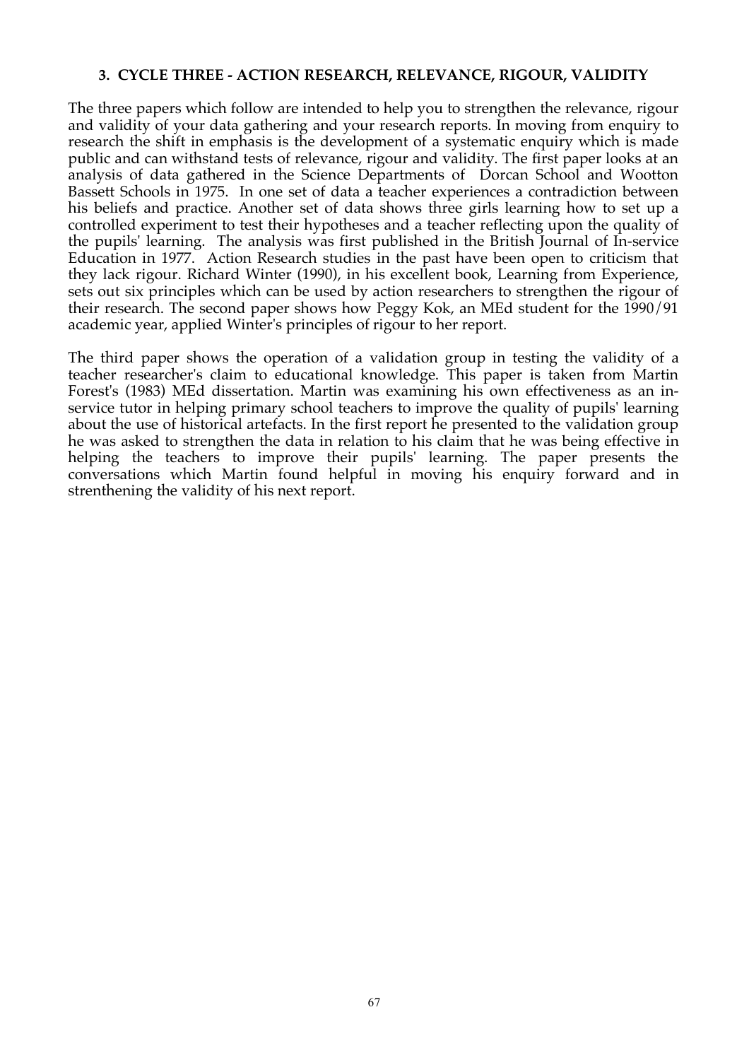### 3. CYCLE THREE - ACTION RESEARCH, RELEVANCE, RIGOUR, VALIDITY

The three papers which follow are intended to help you to strengthen the relevance, rigour and validity of your data gathering and your research reports. In moving from enquiry to research the shift in emphasis is the development of a systematic enquiry which is made public and can withstand tests of relevance, rigour and validity. The first paper looks at an analysis of data gathered in the Science Departments of Dorcan School and Wootton Bassett Schools in 1975. In one set of data a teacher experiences a contradiction between his beliefs and practice. Another set of data shows three girls learning how to set up a controlled experiment to test their hypotheses and a teacher reflecting upon the quality of the pupils' learning. The analysis was first published in the British Journal of In-service Education in 1977. Action Research studies in the past have been open to criticism that they lack rigour. Richard Winter (1990), in his excellent book, Learning from Experience, sets out six principles which can be used by action researchers to strengthen the rigour of their research. The second paper shows how Peggy Kok, an MEd student for the 1990/91 academic year, applied Winter's principles of rigour to her report.

The third paper shows the operation of a validation group in testing the validity of a teacher researcher's claim to educational knowledge. This paper is taken from Martin Forest's (1983) MEd dissertation. Martin was examining his own effectiveness as an in-service tutor in helping primary school teachers to improve the quality of pupils' learning about the use of historical artefacts. In the first report he presented to the validation group he was asked to strengthen the data in relation to his claim that he was being effective in helping the teachers to improve their pupils' learning. The paper presents the conversations which Martin found helpful in moving his enquiry forward and in strenthening the validity of his next report.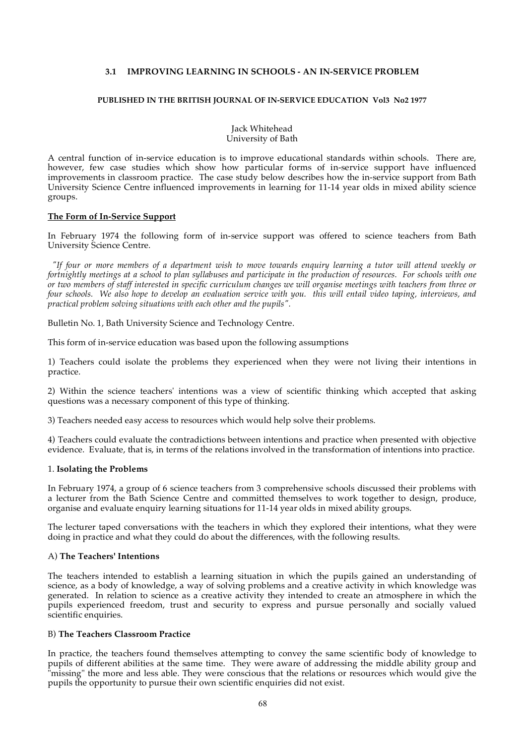### 3.1 IMPROVING LEARNING IN SCHOOLS - AN IN-SERVICE PROBLEM

**PUBLISHED IN THE BRITISH JOURNAL OF IN-SERVICE EDUCATION Vol3 No2 1977**

Jack Whitehead
University of Bath

A central function of in-service education is to improve educational standards within schools. There are, however, few case studies which show how particular forms of in-service support have influenced improvements in classroom practice. The case study below describes how the in-service support from Bath University Science Centre influenced improvements in learning for 11-14 year olds in mixed ability science groups.

**The Form of In-Service Support**

In February 1974 the following form of in-service support was offered to science teachers from Bath University Science Centre.

*"If four or more members of a department wish to move towards enquiry learning a tutor will attend weekly or fortnightly meetings at a school to plan syllabuses and participate in the production of resources. For schools with one or two members of staff interested in specific curriculum changes we will organise meetings with teachers from three or four schools. We also hope to develop an evaluation service with you. this will entail video taping, interviews, and practical problem solving situations with each other and the pupils".*

Bulletin No. 1, Bath University Science and Technology Centre.

This form of in-service education was based upon the following assumptions

1) Teachers could isolate the problems they experienced when they were not living their intentions in practice.

2) Within the science teachers' intentions was a view of scientific thinking which accepted that asking questions was a necessary component of this type of thinking.

3) Teachers needed easy access to resources which would help solve their problems.

4) Teachers could evaluate the contradictions between intentions and practice when presented with objective evidence. Evaluate, that is, in terms of the relations involved in the transformation of intentions into practice.

1. **Isolating the Problems**

In February 1974, a group of 6 science teachers from 3 comprehensive schools discussed their problems with a lecturer from the Bath Science Centre and committed themselves to work together to design, produce, organise and evaluate enquiry learning situations for 11-14 year olds in mixed ability groups.

The lecturer taped conversations with the teachers in which they explored their intentions, what they were doing in practice and what they could do about the differences, with the following results.

A) **The Teachers' Intentions**

The teachers intended to establish a learning situation in which the pupils gained an understanding of science, as a body of knowledge, a way of solving problems and a creative activity in which knowledge was generated. In relation to science as a creative activity they intended to create an atmosphere in which the pupils experienced freedom, trust and security to express and pursue personally and socially valued scientific enquiries.

B) **The Teachers Classroom Practice**

In practice, the teachers found themselves attempting to convey the same scientific body of knowledge to pupils of different abilities at the same time. They were aware of addressing the middle ability group and "missing" the more and less able. They were conscious that the relations or resources which would give the pupils the opportunity to pursue their own scientific enquiries did not exist.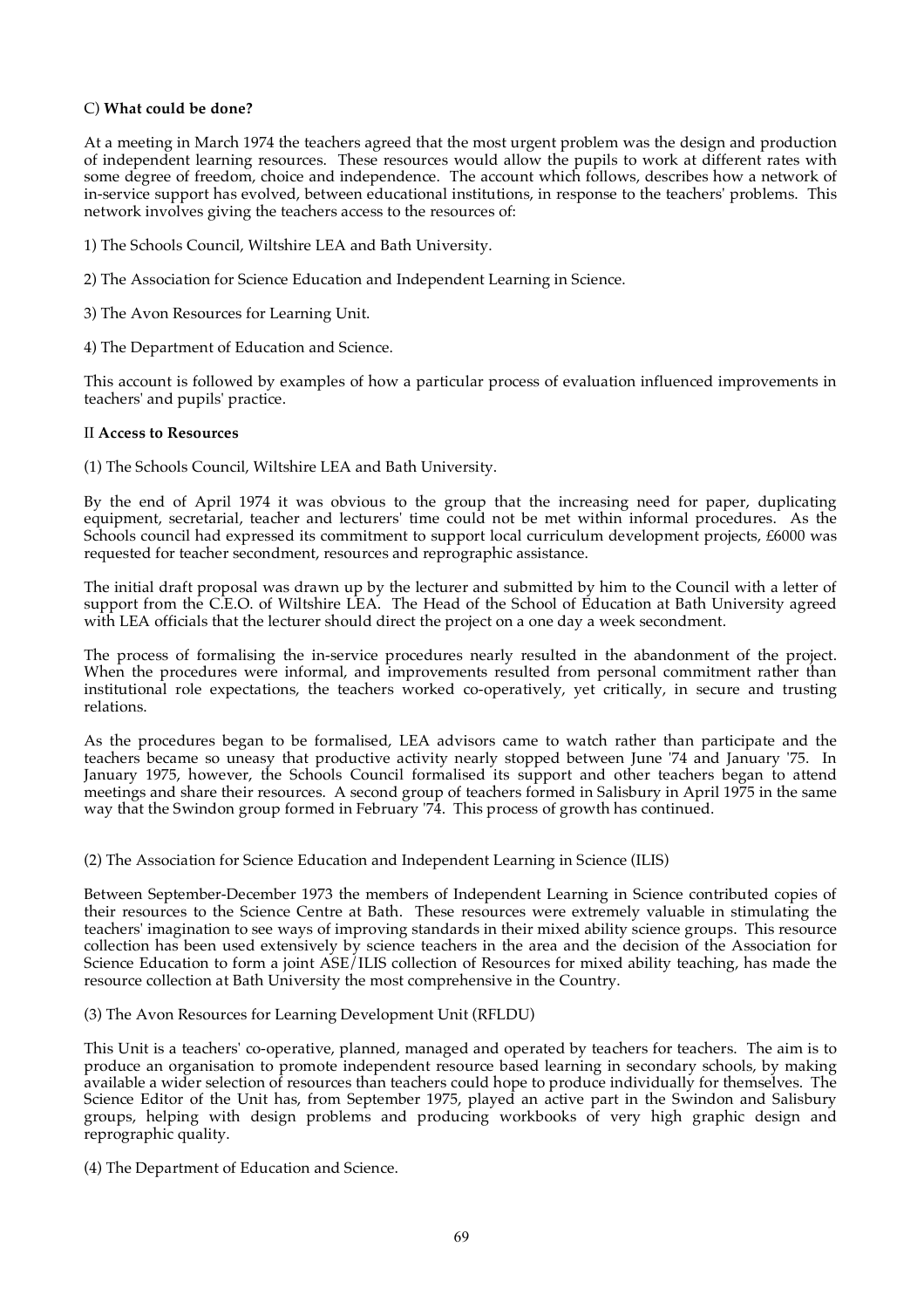C) **What could be done?**

At a meeting in March 1974 the teachers agreed that the most urgent problem was the design and production of independent learning resources. These resources would allow the pupils to work at different rates with some degree of freedom, choice and independence. The account which follows, describes how a network of in-service support has evolved, between educational institutions, in response to the teachers' problems. This network involves giving the teachers access to the resources of:

1) The Schools Council, Wiltshire LEA and Bath University.

2) The Association for Science Education and Independent Learning in Science.

3) The Avon Resources for Learning Unit.

4) The Department of Education and Science.

This account is followed by examples of how a particular process of evaluation influenced improvements in teachers' and pupils' practice.

II **Access to Resources**

(1) The Schools Council, Wiltshire LEA and Bath University.

By the end of April 1974 it was obvious to the group that the increasing need for paper, duplicating equipment, secretarial, teacher and lecturers' time could not be met within informal procedures. As the Schools council had expressed its commitment to support local curriculum development projects, £6000 was requested for teacher secondment, resources and reprographic assistance.

The initial draft proposal was drawn up by the lecturer and submitted by him to the Council with a letter of support from the C.E.O. of Wiltshire LEA. The Head of the School of Education at Bath University agreed with LEA officials that the lecturer should direct the project on a one day a week secondment.

The process of formalising the in-service procedures nearly resulted in the abandonment of the project. When the procedures were informal, and improvements resulted from personal commitment rather than institutional role expectations, the teachers worked co-operatively, yet critically, in secure and trusting relations.

As the procedures began to be formalised, LEA advisors came to watch rather than participate and the teachers became so uneasy that productive activity nearly stopped between June '74 and January '75. In January 1975, however, the Schools Council formalised its support and other teachers began to attend meetings and share their resources. A second group of teachers formed in Salisbury in April 1975 in the same way that the Swindon group formed in February '74. This process of growth has continued.

(2) The Association for Science Education and Independent Learning in Science (ILIS)

Between September-December 1973 the members of Independent Learning in Science contributed copies of their resources to the Science Centre at Bath. These resources were extremely valuable in stimulating the teachers' imagination to see ways of improving standards in their mixed ability science groups. This resource collection has been used extensively by science teachers in the area and the decision of the Association for Science Education to form a joint ASE/ILIS collection of Resources for mixed ability teaching, has made the resource collection at Bath University the most comprehensive in the Country.

(3) The Avon Resources for Learning Development Unit (RFLDU)

This Unit is a teachers' co-operative, planned, managed and operated by teachers for teachers. The aim is to produce an organisation to promote independent resource based learning in secondary schools, by making available a wider selection of resources than teachers could hope to produce individually for themselves. The Science Editor of the Unit has, from September 1975, played an active part in the Swindon and Salisbury groups, helping with design problems and producing workbooks of very high graphic design and reprographic quality.

(4) The Department of Education and Science.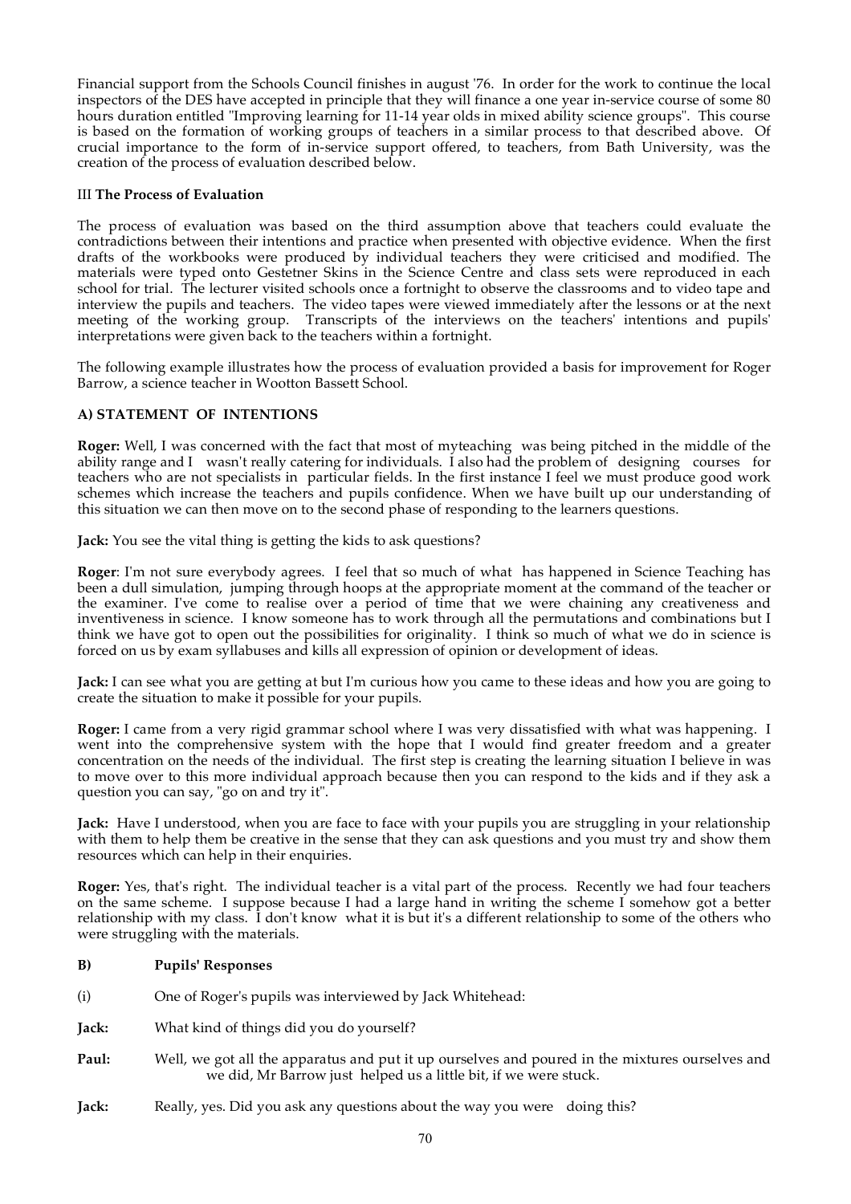Financial support from the Schools Council finishes in august '76. In order for the work to continue the local inspectors of the DES have accepted in principle that they will finance a one year in-service course of some 80 hours duration entitled "Improving learning for 11-14 year olds in mixed ability science groups". This course is based on the formation of working groups of teachers in a similar process to that described above. Of crucial importance to the form of in-service support offered, to teachers, from Bath University, was the creation of the process of evaluation described below.

### III **The Process of Evaluation**

The process of evaluation was based on the third assumption above that teachers could evaluate the contradictions between their intentions and practice when presented with objective evidence. When the first drafts of the workbooks were produced by individual teachers they were criticised and modified. The materials were typed onto Gestetner Skins in the Science Centre and class sets were reproduced in each school for trial. The lecturer visited schools once a fortnight to observe the classrooms and to video tape and interview the pupils and teachers. The video tapes were viewed immediately after the lessons or at the next meeting of the working group. Transcripts of the interviews on the teachers' intentions and pupils' interpretations were given back to the teachers within a fortnight.

The following example illustrates how the process of evaluation provided a basis for improvement for Roger Barrow, a science teacher in Wootton Bassett School.

#### **A) STATEMENT OF INTENTIONS**

**Roger:** Well, I was concerned with the fact that most of myteaching was being pitched in the middle of the ability range and I wasn't really catering for individuals. I also had the problem of designing courses for teachers who are not specialists in particular fields. In the first instance I feel we must produce good work schemes which increase the teachers and pupils confidence. When we have built up our understanding of this situation we can then move on to the second phase of responding to the learners questions.

**Jack:** You see the vital thing is getting the kids to ask questions?

**Roger**: I'm not sure everybody agrees. I feel that so much of what has happened in Science Teaching has been a dull simulation, jumping through hoops at the appropriate moment at the command of the teacher or the examiner. I've come to realise over a period of time that we were chaining any creativeness and inventiveness in science. I know someone has to work through all the permutations and combinations but I think we have got to open out the possibilities for originality. I think so much of what we do in science is forced on us by exam syllabuses and kills all expression of opinion or development of ideas.

**Jack:** I can see what you are getting at but I'm curious how you came to these ideas and how you are going to create the situation to make it possible for your pupils.

**Roger:** I came from a very rigid grammar school where I was very dissatisfied with what was happening. I went into the comprehensive system with the hope that I would find greater freedom and a greater concentration on the needs of the individual. The first step is creating the learning situation I believe in was to move over to this more individual approach because then you can respond to the kids and if they ask a question you can say, "go on and try it".

**Jack:** Have I understood, when you are face to face with your pupils you are struggling in your relationship with them to help them be creative in the sense that they can ask questions and you must try and show them resources which can help in their enquiries.

**Roger:** Yes, that's right. The individual teacher is a vital part of the process. Recently we had four teachers on the same scheme. I suppose because I had a large hand in writing the scheme I somehow got a better relationship with my class. I don't know what it is but it's a different relationship to some of the others who were struggling with the materials.

#### **B) Pupils' Responses**

(i) One of Roger's pupils was interviewed by Jack Whitehead:

**Jack:** What kind of things did you do yourself?

**Paul:** Well, we got all the apparatus and put it up ourselves and poured in the mixtures ourselves and we did, Mr Barrow just helped us a little bit, if we were stuck.

**Jack:** Really, yes. Did you ask any questions about the way you were doing this?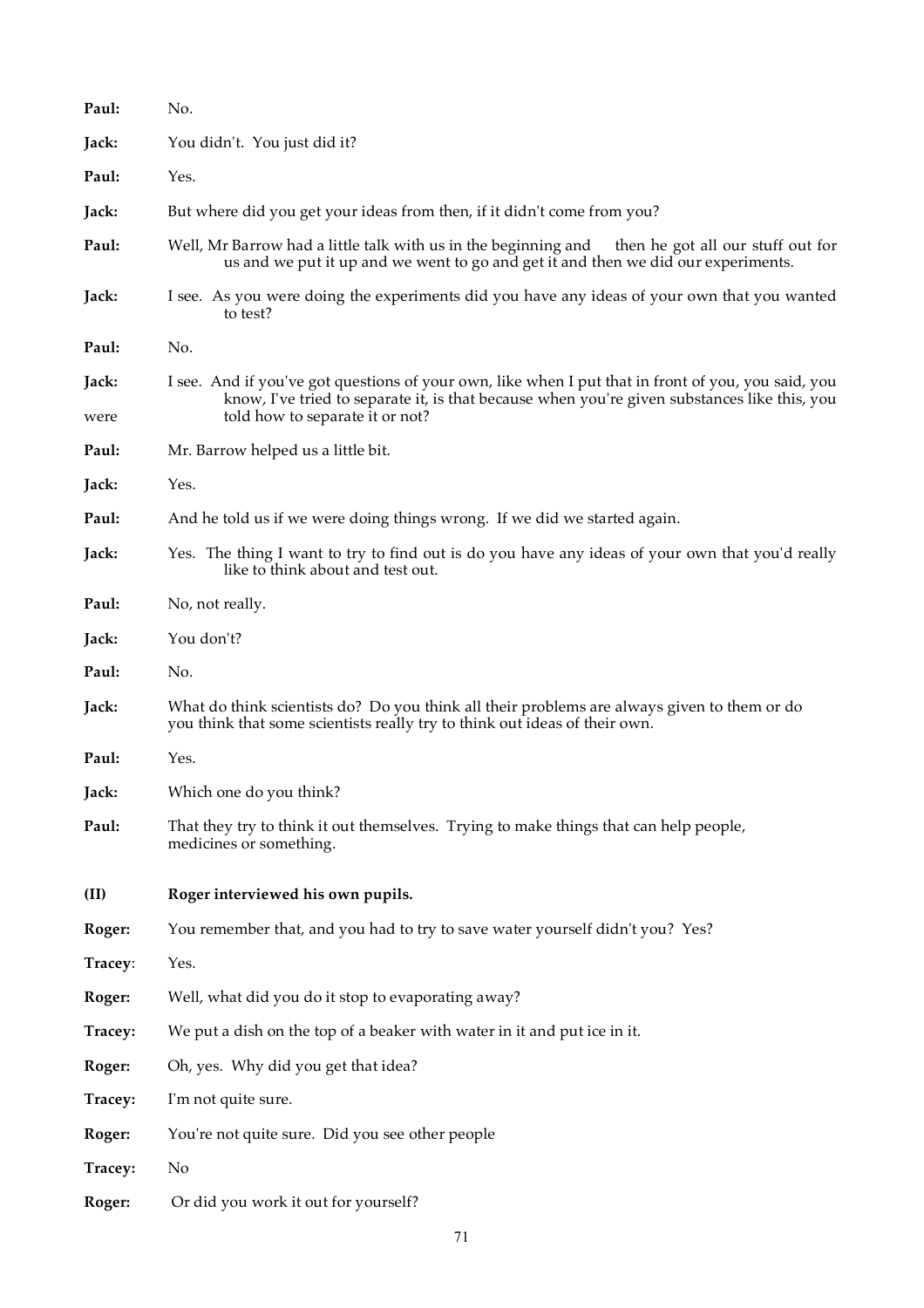**Paul:** No.

**Jack:** You didn't. You just did it?

**Paul:** Yes.

**Jack:** But where did you get your ideas from then, if it didn't come from you?

**Paul:** Well, Mr Barrow had a little talk with us in the beginning and then he got all our stuff out for us and we put it up and we went to go and get it and then we did our experiments.

**Jack:** I see. As you were doing the experiments did you have any ideas of your own that you wanted to test?

**Paul:** No.

**Jack:** I see. And if you've got questions of your own, like when I put that in front of you, you said, you know, I've tried to separate it, is that because when you're given substances like this, you were told how to separate it or not?

**Paul:** Mr. Barrow helped us a little bit.

**Jack:** Yes.

**Paul:** And he told us if we were doing things wrong. If we did we started again.

**Jack:** Yes. The thing I want to try to find out is do you have any ideas of your own that you'd really like to think about and test out.

**Paul:** No, not really.

**Jack:** You don't?

**Paul:** No.

**Jack:** What do think scientists do? Do you think all their problems are always given to them or do you think that some scientists really try to think out ideas of their own.

**Paul:** Yes.

**Jack:** Which one do you think?

**Paul:** That they try to think it out themselves. Trying to make things that can help people, medicines or something.

**(II) Roger interviewed his own pupils.**

**Roger:** You remember that, and you had to try to save water yourself didn't you? Yes?

**Tracey:** Yes.

**Roger:** Well, what did you do it stop to evaporating away?

**Tracey:** We put a dish on the top of a beaker with water in it and put ice in it.

**Roger:** Oh, yes. Why did you get that idea?

**Tracey:** I'm not quite sure.

**Roger:** You're not quite sure. Did you see other people

**Tracey:** No

**Roger:** Or did you work it out for yourself?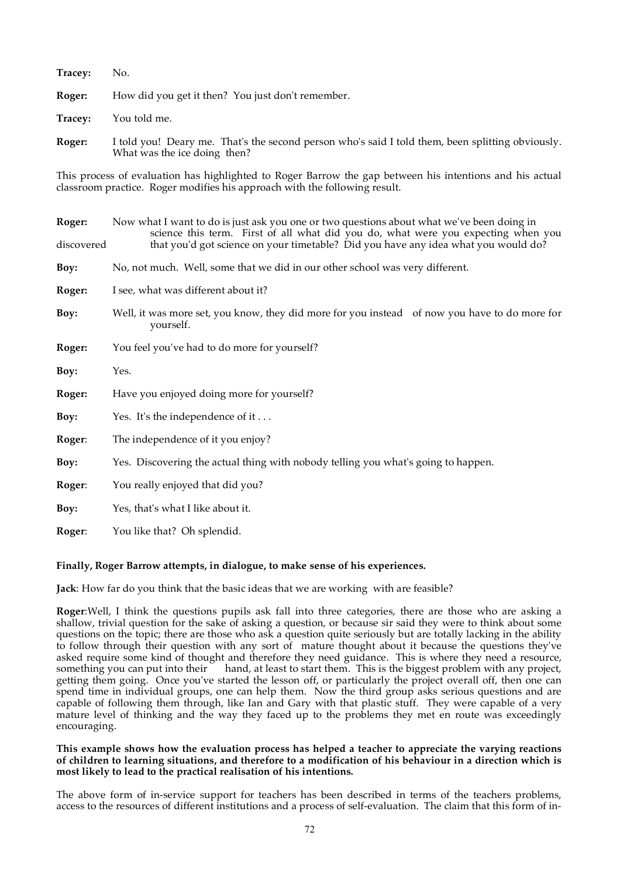**Tracey:** No.

**Roger:** How did you get it then? You just don't remember.

**Tracey:** You told me.

**Roger:** I told you! Deary me. That's the second person who's said I told them, been splitting obviously. What was the ice doing then?

This process of evaluation has highlighted to Roger Barrow the gap between his intentions and his actual classroom practice. Roger modifies his approach with the following result.

**Roger:** Now what I want to do is just ask you one or two questions about what we've been doing in science this term. First of all what did you do, what were you expecting when you discovered that you'd got science on your timetable? Did you have any idea what you would do?

**Boy:** No, not much. Well, some that we did in our other school was very different.

**Roger:** I see, what was different about it?

**Boy:** Well, it was more set, you know, they did more for you instead of now you have to do more for yourself.

**Roger:** You feel you've had to do more for yourself?

**Boy:** Yes.

**Roger:** Have you enjoyed doing more for yourself?

**Boy:** Yes. It's the independence of it . . .

**Roger**: The independence of it you enjoy?

**Boy:** Yes. Discovering the actual thing with nobody telling you what's going to happen.

**Roger**: You really enjoyed that did you?

**Boy:** Yes, that's what I like about it.

**Roger**: You like that? Oh splendid.

**Finally, Roger Barrow attempts, in dialogue, to make sense of his experiences.**

**Jack**: How far do you think that the basic ideas that we are working with are feasible?

**Roger**:Well, I think the questions pupils ask fall into three categories, there are those who are asking a shallow, trivial question for the sake of asking a question, or because sir said they were to think about some questions on the topic; there are those who ask a question quite seriously but are totally lacking in the ability to follow through their question with any sort of mature thought about it because the questions they've asked require some kind of thought and therefore they need guidance. This is where they need a resource, something you can put into their hand, at least to start them. This is the biggest problem with any project, getting them going. Once you've started the lesson off, or particularly the project overall off, then one can spend time in individual groups, one can help them. Now the third group asks serious questions and are capable of following them through, like Ian and Gary with that plastic stuff. They were capable of a very mature level of thinking and the way they faced up to the problems they met en route was exceedingly encouraging.

**This example shows how the evaluation process has helped a teacher to appreciate the varying reactions of children to learning situations, and therefore to a modification of his behaviour in a direction which is most likely to lead to the practical realisation of his intentions.**

The above form of in-service support for teachers has been described in terms of the teachers problems, access to the resources of different institutions and a process of self-evaluation. The claim that this form of in-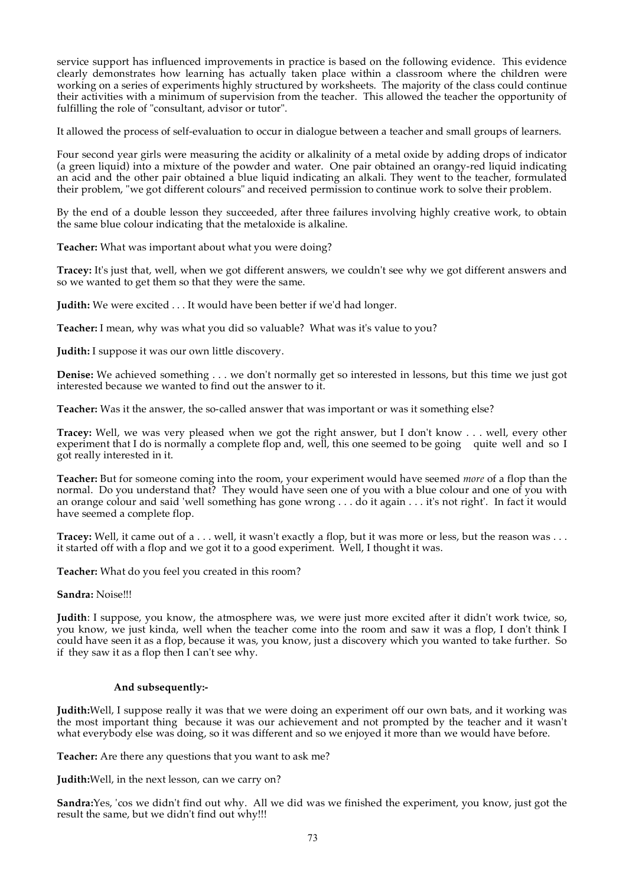service support has influenced improvements in practice is based on the following evidence. This evidence clearly demonstrates how learning has actually taken place within a classroom where the children were working on a series of experiments highly structured by worksheets. The majority of the class could continue their activities with a minimum of supervision from the teacher. This allowed the teacher the opportunity of fulfilling the role of "consultant, advisor or tutor".

It allowed the process of self-evaluation to occur in dialogue between a teacher and small groups of learners.

Four second year girls were measuring the acidity or alkalinity of a metal oxide by adding drops of indicator (a green liquid) into a mixture of the powder and water. One pair obtained an orangy-red liquid indicating an acid and the other pair obtained a blue liquid indicating an alkali. They went to the teacher, formulated their problem, "we got different colours" and received permission to continue work to solve their problem.

By the end of a double lesson they succeeded, after three failures involving highly creative work, to obtain the same blue colour indicating that the metaloxide is alkaline.

**Teacher:** What was important about what you were doing?

**Tracey:** It's just that, well, when we got different answers, we couldn't see why we got different answers and so we wanted to get them so that they were the same.

**Judith:** We were excited . . . It would have been better if we'd had longer.

**Teacher:** I mean, why was what you did so valuable? What was it's value to you?

**Judith:** I suppose it was our own little discovery.

**Denise:** We achieved something . . . we don't normally get so interested in lessons, but this time we just got interested because we wanted to find out the answer to it.

**Teacher:** Was it the answer, the so-called answer that was important or was it something else?

**Tracey:** Well, we was very pleased when we got the right answer, but I don't know . . . well, every other experiment that I do is normally a complete flop and, well, this one seemed to be going quite well and so I got really interested in it.

**Teacher:** But for someone coming into the room, your experiment would have seemed *more* of a flop than the normal. Do you understand that? They would have seen one of you with a blue colour and one of you with an orange colour and said 'well something has gone wrong . . . do it again . . . it's not right'. In fact it would have seemed a complete flop.

**Tracey:** Well, it came out of a . . . well, it wasn't exactly a flop, but it was more or less, but the reason was . . . it started off with a flop and we got it to a good experiment. Well, I thought it was.

**Teacher:** What do you feel you created in this room?

**Sandra:** Noise!!!

**Judith**: I suppose, you know, the atmosphere was, we were just more excited after it didn't work twice, so, you know, we just kinda, well when the teacher come into the room and saw it was a flop, I don't think I could have seen it as a flop, because it was, you know, just a discovery which you wanted to take further. So if they saw it as a flop then I can't see why.

**And subsequently:-**

**Judith:**Well, I suppose really it was that we were doing an experiment off our own bats, and it working was the most important thing because it was our achievement and not prompted by the teacher and it wasn't what everybody else was doing, so it was different and so we enjoyed it more than we would have before.

**Teacher:** Are there any questions that you want to ask me?

**Judith:**Well, in the next lesson, can we carry on?

**Sandra:**Yes, 'cos we didn't find out why. All we did was we finished the experiment, you know, just got the result the same, but we didn't find out why!!!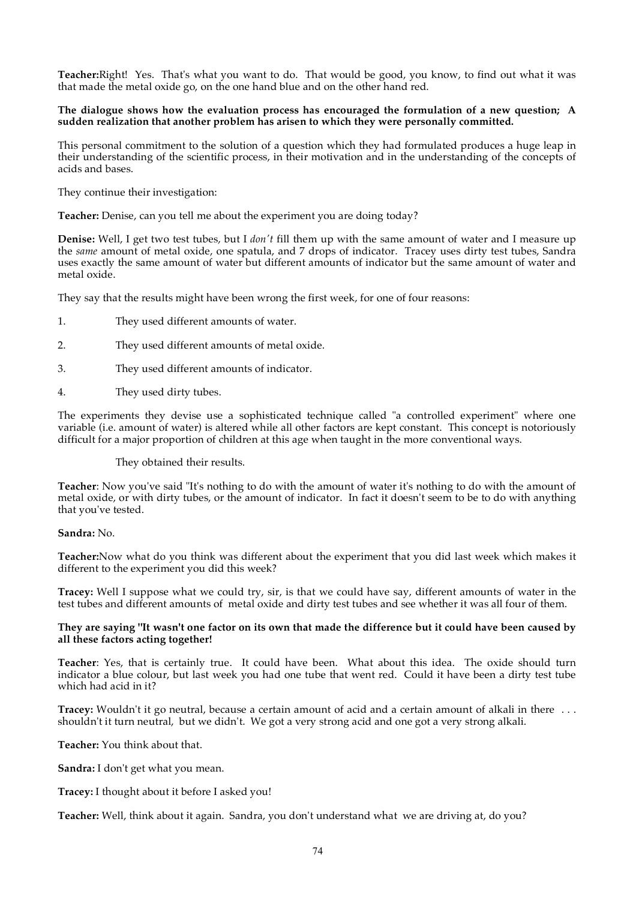**Teacher:** Right! Yes. That's what you want to do. That would be good, you know, to find out what it was that made the metal oxide go, on the one hand blue and on the other hand red.

**The dialogue shows how the evaluation process has encouraged the formulation of a new question; A sudden realization that another problem has arisen to which they were personally committed.**

This personal commitment to the solution of a question which they had formulated produces a huge leap in their understanding of the scientific process, in their motivation and in the understanding of the concepts of acids and bases.

They continue their investigation:

**Teacher:** Denise, can you tell me about the experiment you are doing today?

**Denise:** Well, I get two test tubes, but I *don't* fill them up with the same amount of water and I measure up the *same* amount of metal oxide, one spatula, and 7 drops of indicator. Tracey uses dirty test tubes, Sandra uses exactly the same amount of water but different amounts of indicator but the same amount of water and metal oxide.

They say that the results might have been wrong the first week, for one of four reasons:

1. They used different amounts of water.
2. They used different amounts of metal oxide.
3. They used different amounts of indicator.
4. They used dirty tubes.

The experiments they devise use a sophisticated technique called "a controlled experiment" where one variable (i.e. amount of water) is altered while all other factors are kept constant. This concept is notoriously difficult for a major proportion of children at this age when taught in the more conventional ways.

They obtained their results.

**Teacher**: Now you've said "It's nothing to do with the amount of water it's nothing to do with the amount of metal oxide, or with dirty tubes, or the amount of indicator. In fact it doesn't seem to be to do with anything that you've tested.

**Sandra:** No.

**Teacher:** Now what do you think was different about the experiment that you did last week which makes it different to the experiment you did this week?

**Tracey:** Well I suppose what we could try, sir, is that we could have say, different amounts of water in the test tubes and different amounts of metal oxide and dirty test tubes and see whether it was all four of them.

**They are saying "It wasn't one factor on its own that made the difference but it could have been caused by all these factors acting together!**

**Teacher**: Yes, that is certainly true. It could have been. What about this idea. The oxide should turn indicator a blue colour, but last week you had one tube that went red. Could it have been a dirty test tube which had acid in it?

**Tracey:** Wouldn't it go neutral, because a certain amount of acid and a certain amount of alkali in there . . . shouldn't it turn neutral, but we didn't. We got a very strong acid and one got a very strong alkali.

**Teacher:** You think about that.

**Sandra:** I don't get what you mean.

**Tracey:** I thought about it before I asked you!

**Teacher:** Well, think about it again. Sandra, you don't understand what we are driving at, do you?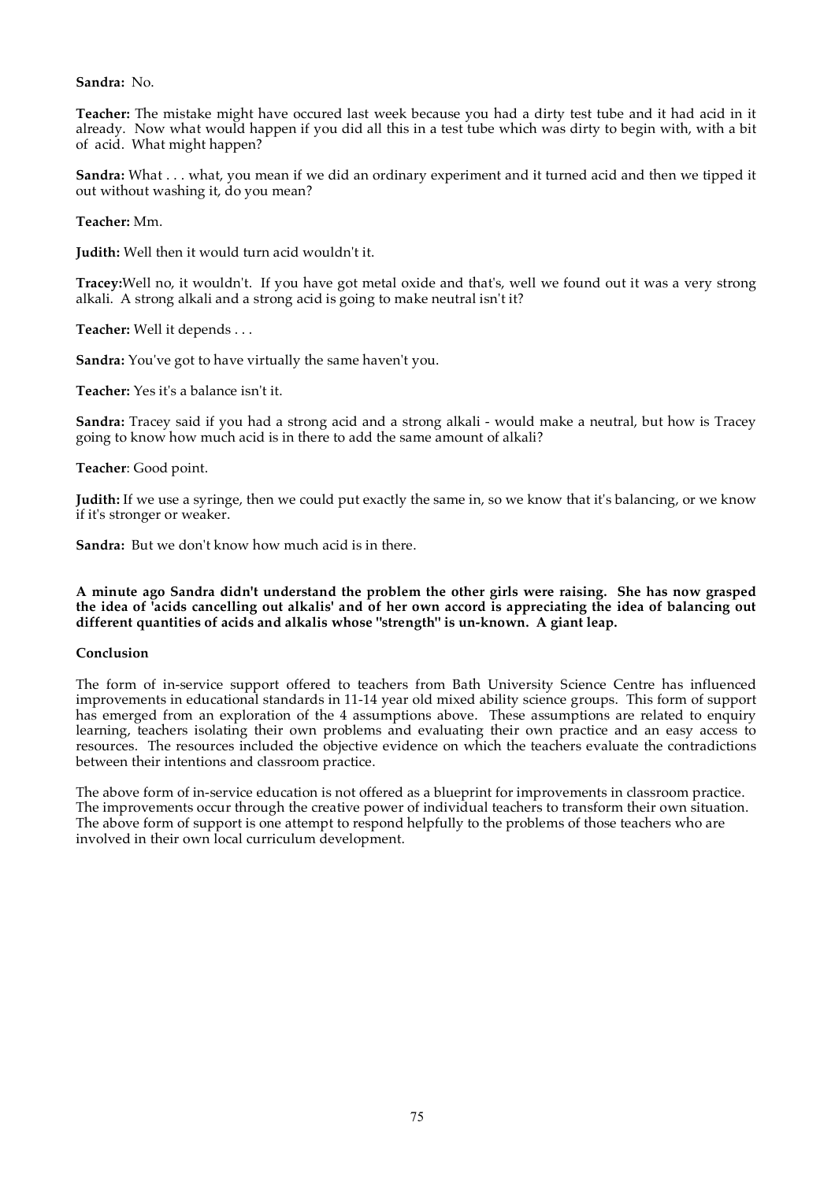**Sandra:** No.

**Teacher:** The mistake might have occured last week because you had a dirty test tube and it had acid in it already. Now what would happen if you did all this in a test tube which was dirty to begin with, with a bit of acid. What might happen?

**Sandra:** What . . . what, you mean if we did an ordinary experiment and it turned acid and then we tipped it out without washing it, do you mean?

**Teacher:** Mm.

**Judith:** Well then it would turn acid wouldn't it.

**Tracey:**Well no, it wouldn't. If you have got metal oxide and that's, well we found out it was a very strong alkali. A strong alkali and a strong acid is going to make neutral isn't it?

**Teacher:** Well it depends . . .

**Sandra:** You've got to have virtually the same haven't you.

**Teacher:** Yes it's a balance isn't it.

**Sandra:** Tracey said if you had a strong acid and a strong alkali - would make a neutral, but how is Tracey going to know how much acid is in there to add the same amount of alkali?

**Teacher**: Good point.

**Judith:** If we use a syringe, then we could put exactly the same in, so we know that it's balancing, or we know if it's stronger or weaker.

**Sandra:** But we don't know how much acid is in there.

**A minute ago Sandra didn't understand the problem the other girls were raising. She has now grasped the idea of 'acids cancelling out alkalis' and of her own accord is appreciating the idea of balancing out different quantities of acids and alkalis whose "strength" is un-known. A giant leap.**

**Conclusion**

The form of in-service support offered to teachers from Bath University Science Centre has influenced improvements in educational standards in 11-14 year old mixed ability science groups. This form of support has emerged from an exploration of the 4 assumptions above. These assumptions are related to enquiry learning, teachers isolating their own problems and evaluating their own practice and an easy access to resources. The resources included the objective evidence on which the teachers evaluate the contradictions between their intentions and classroom practice.

The above form of in-service education is not offered as a blueprint for improvements in classroom practice. The improvements occur through the creative power of individual teachers to transform their own situation. The above form of support is one attempt to respond helpfully to the problems of those teachers who are involved in their own local curriculum development.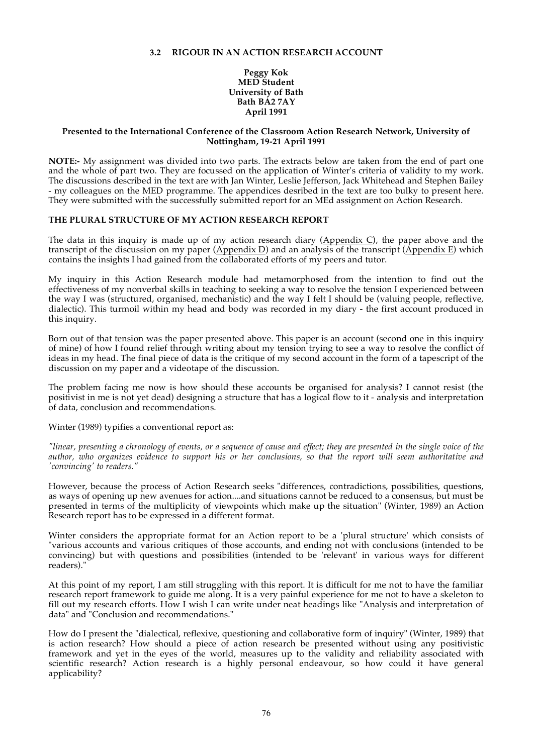### 3.2 RIGOUR IN AN ACTION RESEARCH ACCOUNT

**Peggy Kok**
**MED Student**
**University of Bath**
**Bath BA2 7AY**
**April 1991**

**Presented to the International Conference of the Classroom Action Research Network, University of Nottingham, 19-21 April 1991**

**NOTE:-** My assignment was divided into two parts. The extracts below are taken from the end of part one and the whole of part two. They are focussed on the application of Winter's criteria of validity to my work. The discussions described in the text are with Jan Winter, Leslie Jefferson, Jack Whitehead and Stephen Bailey - my colleagues on the MED programme. The appendices desribed in the text are too bulky to present here. They were submitted with the successfully submitted report for an MEd assignment on Action Research.

**THE PLURAL STRUCTURE OF MY ACTION RESEARCH REPORT**

The data in this inquiry is made up of my action research diary (<u>Appendix C</u>), the paper above and the transcript of the discussion on my paper (<u>Appendix D</u>) and an analysis of the transcript (<u>Appendix E</u>) which contains the insights I had gained from the collaborated efforts of my peers and tutor.

My inquiry in this Action Research module had metamorphosed from the intention to find out the effectiveness of my nonverbal skills in teaching to seeking a way to resolve the tension I experienced between the way I was (structured, organised, mechanistic) and the way I felt I should be (valuing people, reflective, dialectic). This turmoil within my head and body was recorded in my diary - the first account produced in this inquiry.

Born out of that tension was the paper presented above. This paper is an account (second one in this inquiry of mine) of how I found relief through writing about my tension trying to see a way to resolve the conflict of ideas in my head. The final piece of data is the critique of my second account in the form of a tapescript of the discussion on my paper and a videotape of the discussion.

The problem facing me now is how should these accounts be organised for analysis? I cannot resist (the positivist in me is not yet dead) designing a structure that has a logical flow to it - analysis and interpretation of data, conclusion and recommendations.

Winter (1989) typifies a conventional report as:

*"linear, presenting a chronology of events, or a sequence of cause and effect; they are presented in the single voice of the author, who organizes evidence to support his or her conclusions, so that the report will seem authoritative and 'convincing' to readers."*

However, because the process of Action Research seeks "differences, contradictions, possibilities, questions, as ways of opening up new avenues for action....and situations cannot be reduced to a consensus, but must be presented in terms of the multiplicity of viewpoints which make up the situation" (Winter, 1989) an Action Research report has to be expressed in a different format.

Winter considers the appropriate format for an Action report to be a 'plural structure' which consists of "various accounts and various critiques of those accounts, and ending not with conclusions (intended to be convincing) but with questions and possibilities (intended to be 'relevant' in various ways for different readers)."

At this point of my report, I am still struggling with this report. It is difficult for me not to have the familiar research report framework to guide me along. It is a very painful experience for me not to have a skeleton to fill out my research efforts. How I wish I can write under neat headings like "Analysis and interpretation of data" and "Conclusion and recommendations."

How do I present the "dialectical, reflexive, questioning and collaborative form of inquiry" (Winter, 1989) that is action research? How should a piece of action research be presented without using any positivistic framework and yet in the eyes of the world, measures up to the validity and reliability associated with scientific research? Action research is a highly personal endeavour, so how could it have general applicability?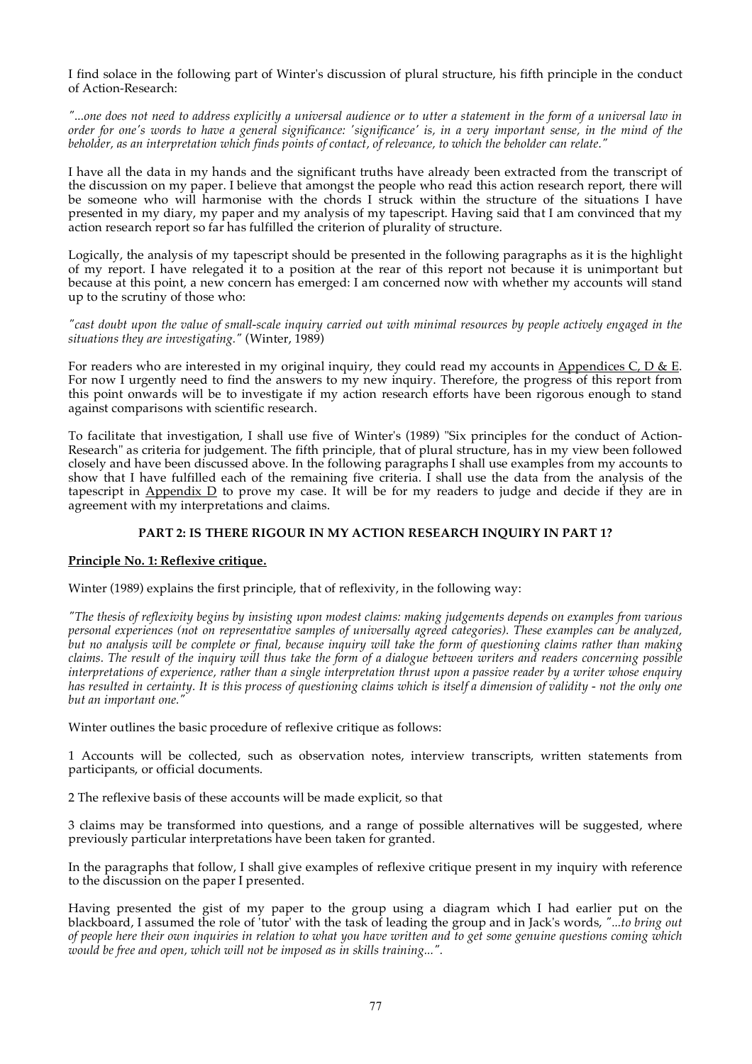I find solace in the following part of Winter's discussion of plural structure, his fifth principle in the conduct of Action-Research:

*"...one does not need to address explicitly a universal audience or to utter a statement in the form of a universal law in order for one's words to have a general significance: 'significance' is, in a very important sense, in the mind of the beholder, as an interpretation which finds points of contact, of relevance, to which the beholder can relate."*

I have all the data in my hands and the significant truths have already been extracted from the transcript of the discussion on my paper. I believe that amongst the people who read this action research report, there will be someone who will harmonise with the chords I struck within the structure of the situations I have presented in my diary, my paper and my analysis of my tapescript. Having said that I am convinced that my action research report so far has fulfilled the criterion of plurality of structure.

Logically, the analysis of my tapescript should be presented in the following paragraphs as it is the highlight of my report. I have relegated it to a position at the rear of this report not because it is unimportant but because at this point, a new concern has emerged: I am concerned now with whether my accounts will stand up to the scrutiny of those who:

*"cast doubt upon the value of small-scale inquiry carried out with minimal resources by people actively engaged in the situations they are investigating."* (Winter, 1989)

For readers who are interested in my original inquiry, they could read my accounts in Appendices C, D & E. For now I urgently need to find the answers to my new inquiry. Therefore, the progress of this report from this point onwards will be to investigate if my action research efforts have been rigorous enough to stand against comparisons with scientific research.

To facilitate that investigation, I shall use five of Winter's (1989) "Six principles for the conduct of Action-Research" as criteria for judgement. The fifth principle, that of plural structure, has in my view been followed closely and have been discussed above. In the following paragraphs I shall use examples from my accounts to show that I have fulfilled each of the remaining five criteria. I shall use the data from the analysis of the tapescript in Appendix D to prove my case. It will be for my readers to judge and decide if they are in agreement with my interpretations and claims.

## PART 2: IS THERE RIGOUR IN MY ACTION RESEARCH INQUIRY IN PART 1?

### Principle No. 1: Reflexive critique.

Winter (1989) explains the first principle, that of reflexivity, in the following way:

*"The thesis of reflexivity begins by insisting upon modest claims: making judgements depends on examples from various personal experiences (not on representative samples of universally agreed categories). These examples can be analyzed, but no analysis will be complete or final, because inquiry will take the form of questioning claims rather than making claims. The result of the inquiry will thus take the form of a dialogue between writers and readers concerning possible interpretations of experience, rather than a single interpretation thrust upon a passive reader by a writer whose enquiry has resulted in certainty. It is this process of questioning claims which is itself a dimension of validity - not the only one but an important one."*

Winter outlines the basic procedure of reflexive critique as follows:

1 Accounts will be collected, such as observation notes, interview transcripts, written statements from participants, or official documents.

2 The reflexive basis of these accounts will be made explicit, so that

3 claims may be transformed into questions, and a range of possible alternatives will be suggested, where previously particular interpretations have been taken for granted.

In the paragraphs that follow, I shall give examples of reflexive critique present in my inquiry with reference to the discussion on the paper I presented.

Having presented the gist of my paper to the group using a diagram which I had earlier put on the blackboard, I assumed the role of 'tutor' with the task of leading the group and in Jack's words, *"...to bring out of people here their own inquiries in relation to what you have written and to get some genuine questions coming which would be free and open, which will not be imposed as in skills training..."*.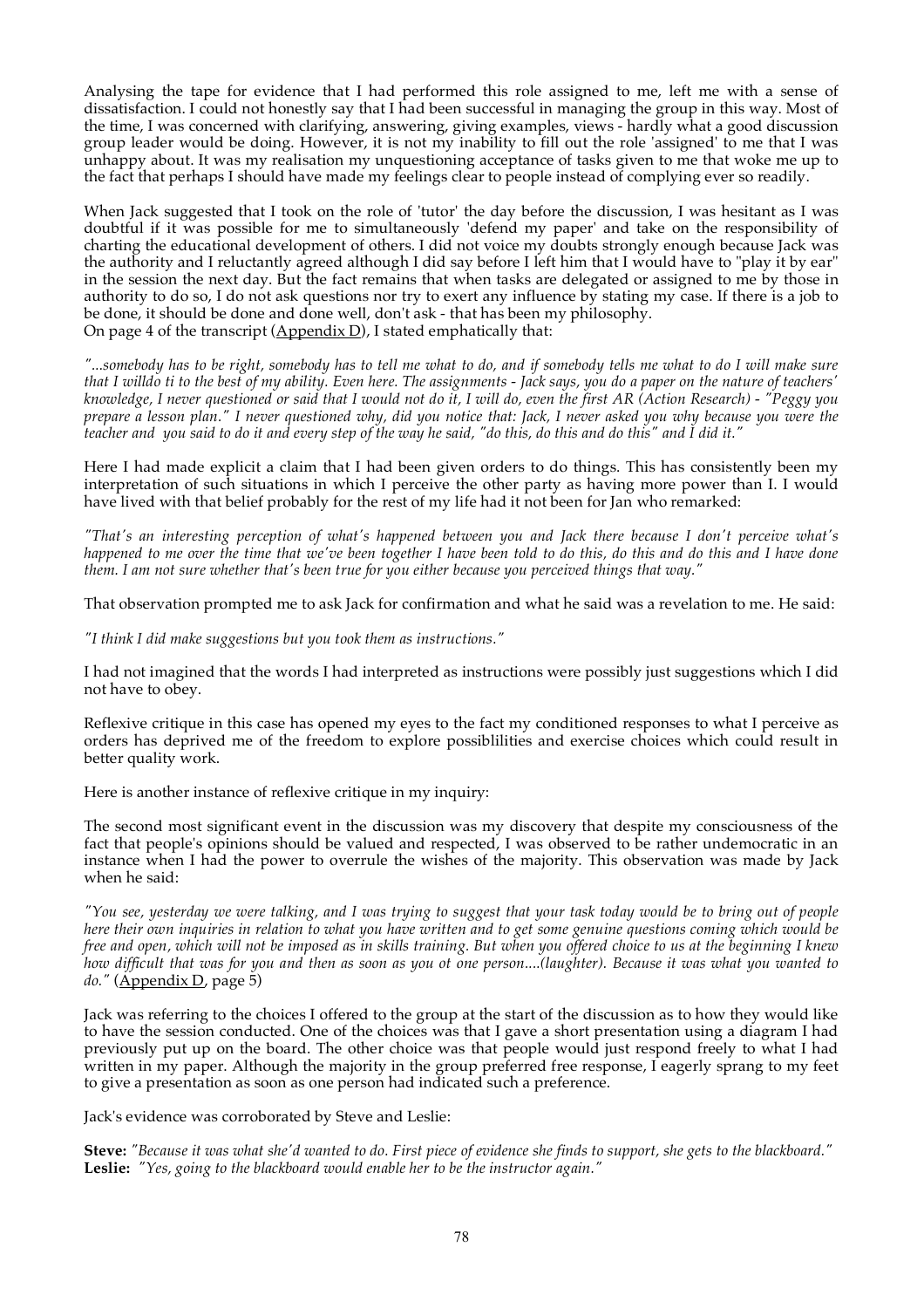Analysing the tape for evidence that I had performed this role assigned to me, left me with a sense of dissatisfaction. I could not honestly say that I had been successful in managing the group in this way. Most of the time, I was concerned with clarifying, answering, giving examples, views - hardly what a good discussion group leader would be doing. However, it is not my inability to fill out the role 'assigned' to me that I was unhappy about. It was my realisation my unquestioning acceptance of tasks given to me that woke me up to the fact that perhaps I should have made my feelings clear to people instead of complying ever so readily.

When Jack suggested that I took on the role of 'tutor' the day before the discussion, I was hesitant as I was doubtful if it was possible for me to simultaneously 'defend my paper' and take on the responsibility of charting the educational development of others. I did not voice my doubts strongly enough because Jack was the authority and I reluctantly agreed although I did say before I left him that I would have to "play it by ear" in the session the next day. But the fact remains that when tasks are delegated or assigned to me by those in authority to do so, I do not ask questions nor try to exert any influence by stating my case. If there is a job to be done, it should be done and done well, don't ask - that has been my philosophy.
On page 4 of the transcript (Appendix D), I stated emphatically that:

*"...somebody has to be right, somebody has to tell me what to do, and if somebody tells me what to do I will make sure that I willdo ti to the best of my ability. Even here. The assignments - Jack says, you do a paper on the nature of teachers' knowledge, I never questioned or said that I would not do it, I will do, even the first AR (Action Research) - "Peggy you prepare a lesson plan." I never questioned why, did you notice that: Jack, I never asked you why because you were the teacher and you said to do it and every step of the way he said, "do this, do this and do this" and I did it."*

Here I had made explicit a claim that I had been given orders to do things. This has consistently been my interpretation of such situations in which I perceive the other party as having more power than I. I would have lived with that belief probably for the rest of my life had it not been for Jan who remarked:

*"That's an interesting perception of what's happened between you and Jack there because I don't perceive what's happened to me over the time that we've been together I have been told to do this, do this and do this and I have done them. I am not sure whether that's been true for you either because you perceived things that way."*

That observation prompted me to ask Jack for confirmation and what he said was a revelation to me. He said:

*"I think I did make suggestions but you took them as instructions."*

I had not imagined that the words I had interpreted as instructions were possibly just suggestions which I did not have to obey.

Reflexive critique in this case has opened my eyes to the fact my conditioned responses to what I perceive as orders has deprived me of the freedom to explore possiblilities and exercise choices which could result in better quality work.

Here is another instance of reflexive critique in my inquiry:

The second most significant event in the discussion was my discovery that despite my consciousness of the fact that people's opinions should be valued and respected, I was observed to be rather undemocratic in an instance when I had the power to overrule the wishes of the majority. This observation was made by Jack when he said:

*"You see, yesterday we were talking, and I was trying to suggest that your task today would be to bring out of people here their own inquiries in relation to what you have written and to get some genuine questions coming which would be free and open, which will not be imposed as in skills training. But when you offered choice to us at the beginning I knew how difficult that was for you and then as soon as you ot one person....(laughter). Because it was what you wanted to do."* (Appendix D, page 5)

Jack was referring to the choices I offered to the group at the start of the discussion as to how they would like to have the session conducted. One of the choices was that I gave a short presentation using a diagram I had previously put up on the board. The other choice was that people would just respond freely to what I had written in my paper. Although the majority in the group preferred free response, I eagerly sprang to my feet to give a presentation as soon as one person had indicated such a preference.

Jack's evidence was corroborated by Steve and Leslie:

**Steve:** *"Because it was what she'd wanted to do. First piece of evidence she finds to support, she gets to the blackboard."*
**Leslie:** *"Yes, going to the blackboard would enable her to be the instructor again."*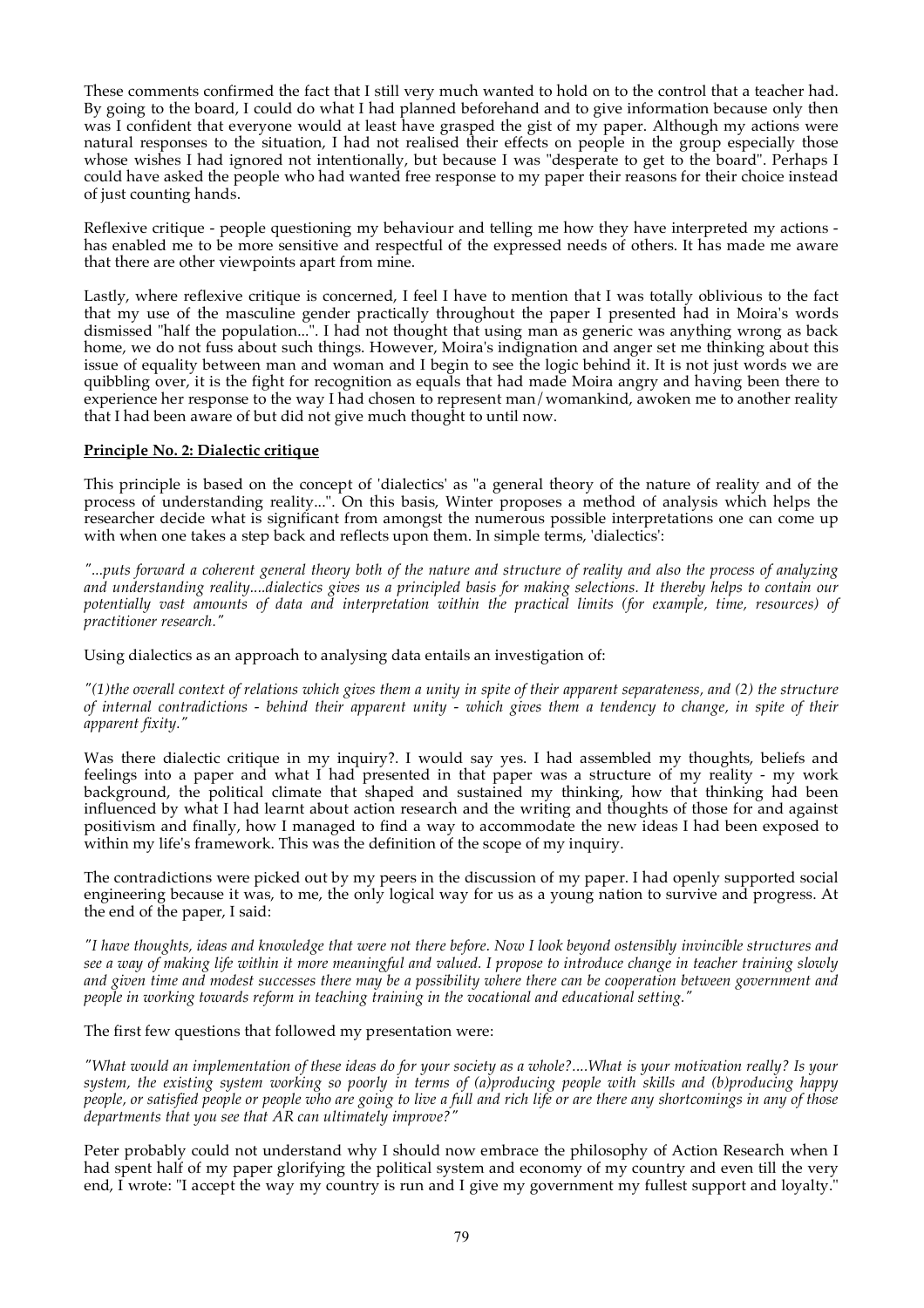These comments confirmed the fact that I still very much wanted to hold on to the control that a teacher had. By going to the board, I could do what I had planned beforehand and to give information because only then was I confident that everyone would at least have grasped the gist of my paper. Although my actions were natural responses to the situation, I had not realised their effects on people in the group especially those whose wishes I had ignored not intentionally, but because I was "desperate to get to the board". Perhaps I could have asked the people who had wanted free response to my paper their reasons for their choice instead of just counting hands.

Reflexive critique - people questioning my behaviour and telling me how they have interpreted my actions - has enabled me to be more sensitive and respectful of the expressed needs of others. It has made me aware that there are other viewpoints apart from mine.

Lastly, where reflexive critique is concerned, I feel I have to mention that I was totally oblivious to the fact that my use of the masculine gender practically throughout the paper I presented had in Moira's words dismissed "half the population...". I had not thought that using man as generic was anything wrong as back home, we do not fuss about such things. However, Moira's indignation and anger set me thinking about this issue of equality between man and woman and I begin to see the logic behind it. It is not just words we are quibbling over, it is the fight for recognition as equals that had made Moira angry and having been there to experience her response to the way I had chosen to represent man/womankind, awoken me to another reality that I had been aware of but did not give much thought to until now.

**Principle No. 2: Dialectic critique**

This principle is based on the concept of 'dialectics' as "a general theory of the nature of reality and of the process of understanding reality...". On this basis, Winter proposes a method of analysis which helps the researcher decide what is significant from amongst the numerous possible interpretations one can come up with when one takes a step back and reflects upon them. In simple terms, 'dialectics':

*"...puts forward a coherent general theory both of the nature and structure of reality and also the process of analyzing and understanding reality....dialectics gives us a principled basis for making selections. It thereby helps to contain our potentially vast amounts of data and interpretation within the practical limits (for example, time, resources) of practitioner research."*

Using dialectics as an approach to analysing data entails an investigation of:

*"(1)the overall context of relations which gives them a unity in spite of their apparent separateness, and (2) the structure of internal contradictions - behind their apparent unity - which gives them a tendency to change, in spite of their apparent fixity."*

Was there dialectic critique in my inquiry?. I would say yes. I had assembled my thoughts, beliefs and feelings into a paper and what I had presented in that paper was a structure of my reality - my work background, the political climate that shaped and sustained my thinking, how that thinking had been influenced by what I had learnt about action research and the writing and thoughts of those for and against positivism and finally, how I managed to find a way to accommodate the new ideas I had been exposed to within my life's framework. This was the definition of the scope of my inquiry.

The contradictions were picked out by my peers in the discussion of my paper. I had openly supported social engineering because it was, to me, the only logical way for us as a young nation to survive and progress. At the end of the paper, I said:

*"I have thoughts, ideas and knowledge that were not there before. Now I look beyond ostensibly invincible structures and see a way of making life within it more meaningful and valued. I propose to introduce change in teacher training slowly and given time and modest successes there may be a possibility where there can be cooperation between government and people in working towards reform in teaching training in the vocational and educational setting."*

The first few questions that followed my presentation were:

*"What would an implementation of these ideas do for your society as a whole?....What is your motivation really? Is your system, the existing system working so poorly in terms of (a)producing people with skills and (b)producing happy people, or satisfied people or people who are going to live a full and rich life or are there any shortcomings in any of those departments that you see that AR can ultimately improve?"*

Peter probably could not understand why I should now embrace the philosophy of Action Research when I had spent half of my paper glorifying the political system and economy of my country and even till the very end, I wrote: "I accept the way my country is run and I give my government my fullest support and loyalty."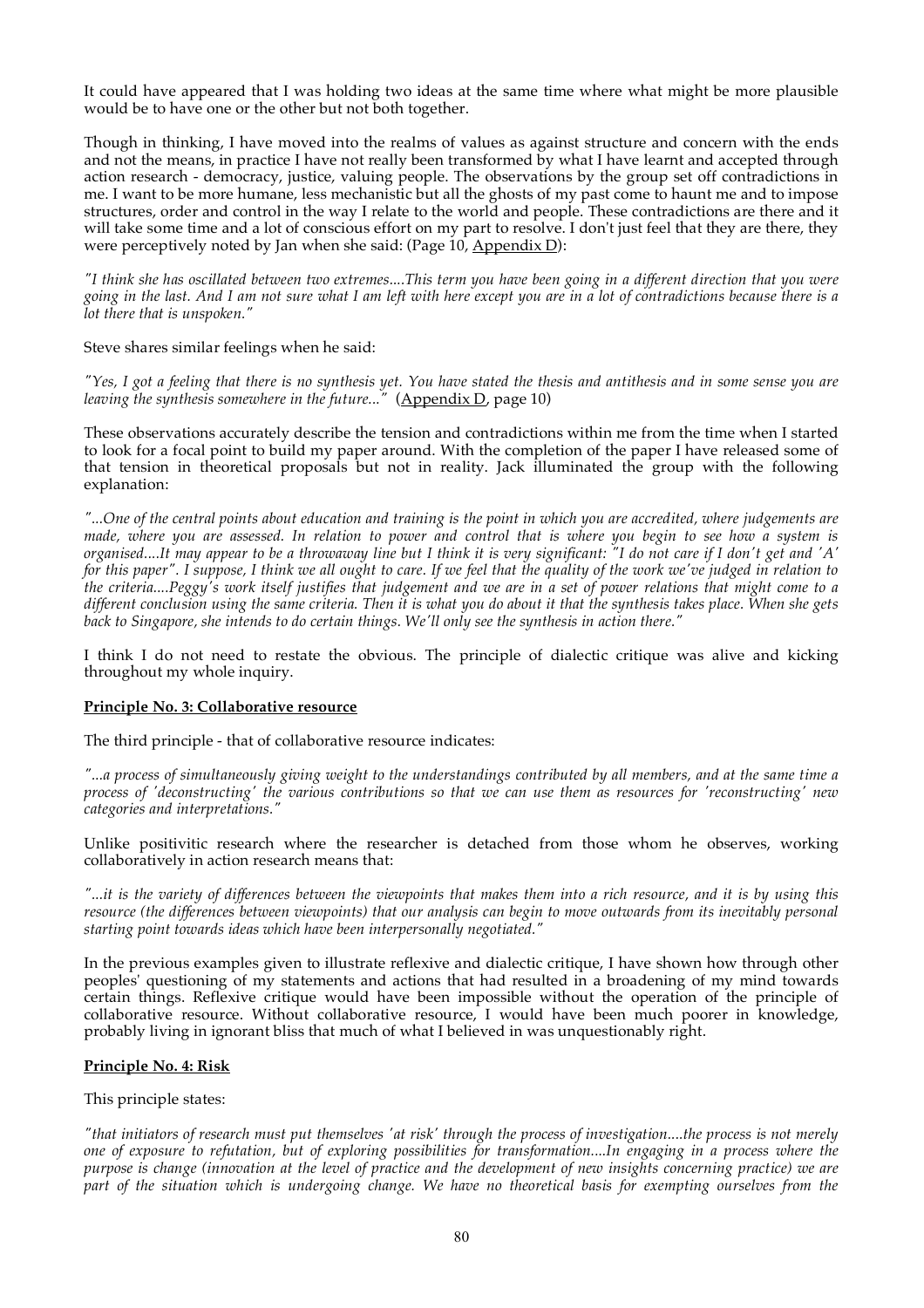It could have appeared that I was holding two ideas at the same time where what might be more plausible would be to have one or the other but not both together.

Though in thinking, I have moved into the realms of values as against structure and concern with the ends and not the means, in practice I have not really been transformed by what I have learnt and accepted through action research - democracy, justice, valuing people. The observations by the group set off contradictions in me. I want to be more humane, less mechanistic but all the ghosts of my past come to haunt me and to impose structures, order and control in the way I relate to the world and people. These contradictions are there and it will take some time and a lot of conscious effort on my part to resolve. I don't just feel that they are there, they were perceptively noted by Jan when she said: (Page 10, Appendix D):

*"I think she has oscillated between two extremes....This term you have been going in a different direction that you were going in the last. And I am not sure what I am left with here except you are in a lot of contradictions because there is a lot there that is unspoken."*

Steve shares similar feelings when he said:

*"Yes, I got a feeling that there is no synthesis yet. You have stated the thesis and antithesis and in some sense you are leaving the synthesis somewhere in the future..."* (Appendix D, page 10)

These observations accurately describe the tension and contradictions within me from the time when I started to look for a focal point to build my paper around. With the completion of the paper I have released some of that tension in theoretical proposals but not in reality. Jack illuminated the group with the following explanation:

*"...One of the central points about education and training is the point in which you are accredited, where judgements are made, where you are assessed. In relation to power and control that is where you begin to see how a system is organised....It may appear to be a throwaway line but I think it is very significant: "I do not care if I don't get and 'A' for this paper". I suppose, I think we all ought to care. If we feel that the quality of the work we've judged in relation to the criteria....Peggy's work itself justifies that judgement and we are in a set of power relations that might come to a different conclusion using the same criteria. Then it is what you do about it that the synthesis takes place. When she gets back to Singapore, she intends to do certain things. We'll only see the synthesis in action there."*

I think I do not need to restate the obvious. The principle of dialectic critique was alive and kicking throughout my whole inquiry.

**Principle No. 3: Collaborative resource**

The third principle - that of collaborative resource indicates:

*"...a process of simultaneously giving weight to the understandings contributed by all members, and at the same time a process of 'deconstructing' the various contributions so that we can use them as resources for 'reconstructing' new categories and interpretations."*

Unlike positivitic research where the researcher is detached from those whom he observes, working collaboratively in action research means that:

*"...it is the variety of differences between the viewpoints that makes them into a rich resource, and it is by using this resource (the differences between viewpoints) that our analysis can begin to move outwards from its inevitably personal starting point towards ideas which have been interpersonally negotiated."*

In the previous examples given to illustrate reflexive and dialectic critique, I have shown how through other peoples' questioning of my statements and actions that had resulted in a broadening of my mind towards certain things. Reflexive critique would have been impossible without the operation of the principle of collaborative resource. Without collaborative resource, I would have been much poorer in knowledge, probably living in ignorant bliss that much of what I believed in was unquestionably right.

**Principle No. 4: Risk**

This principle states:

*"that initiators of research must put themselves 'at risk' through the process of investigation....the process is not merely one of exposure to refutation, but of exploring possibilities for transformation....In engaging in a process where the purpose is change (innovation at the level of practice and the development of new insights concerning practice) we are part of the situation which is undergoing change. We have no theoretical basis for exempting ourselves from the*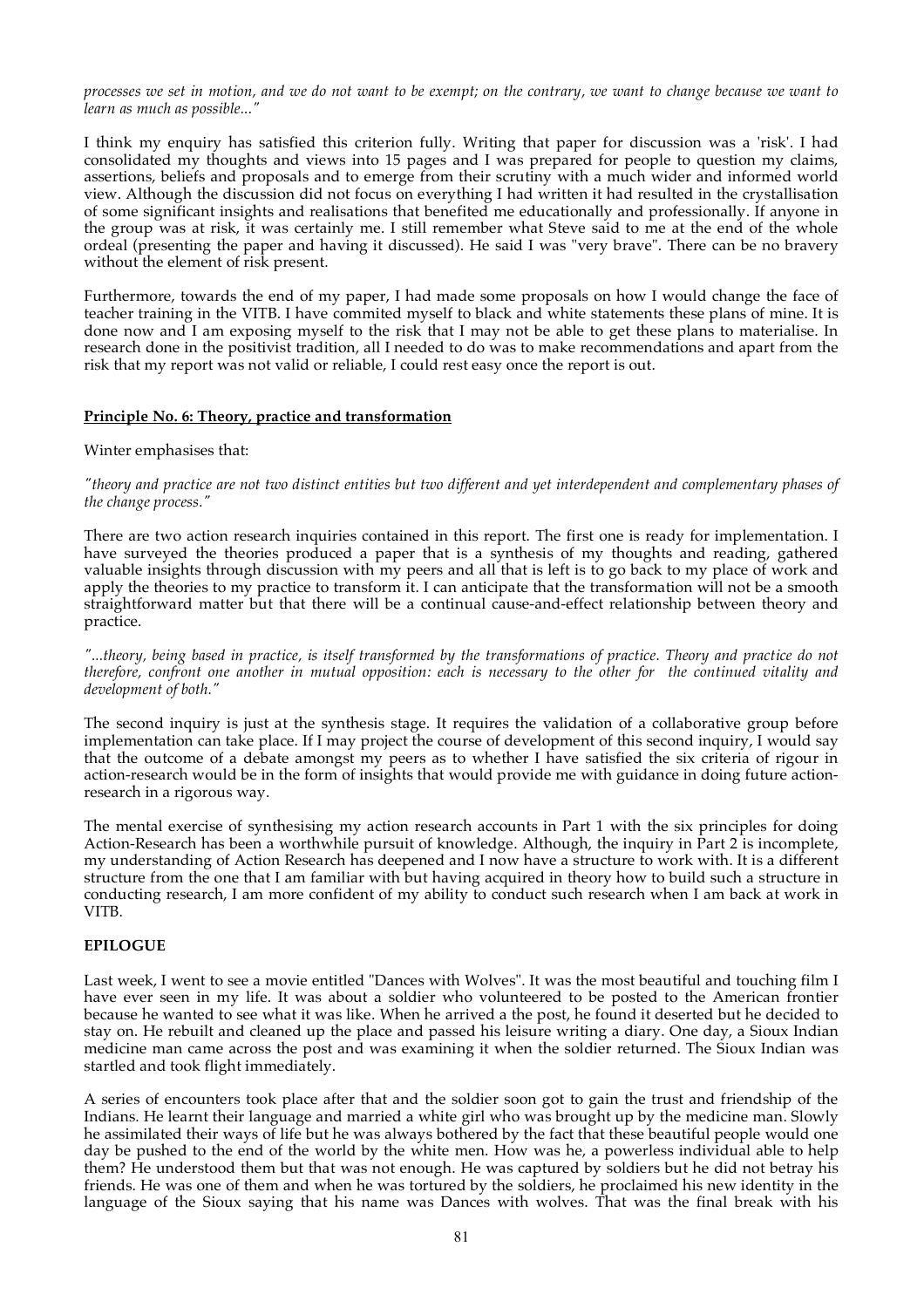*processes we set in motion, and we do not want to be exempt; on the contrary, we want to change because we want to learn as much as possible..."*

I think my enquiry has satisfied this criterion fully. Writing that paper for discussion was a 'risk'. I had consolidated my thoughts and views into 15 pages and I was prepared for people to question my claims, assertions, beliefs and proposals and to emerge from their scrutiny with a much wider and informed world view. Although the discussion did not focus on everything I had written it had resulted in the crystallisation of some significant insights and realisations that benefited me educationally and professionally. If anyone in the group was at risk, it was certainly me. I still remember what Steve said to me at the end of the whole ordeal (presenting the paper and having it discussed). He said I was "very brave". There can be no bravery without the element of risk present.

Furthermore, towards the end of my paper, I had made some proposals on how I would change the face of teacher training in the VITB. I have commited myself to black and white statements these plans of mine. It is done now and I am exposing myself to the risk that I may not be able to get these plans to materialise. In research done in the positivist tradition, all I needed to do was to make recommendations and apart from the risk that my report was not valid or reliable, I could rest easy once the report is out.

**Principle No. 6: Theory, practice and transformation**

Winter emphasises that:

*"theory and practice are not two distinct entities but two different and yet interdependent and complementary phases of the change process."*

There are two action research inquiries contained in this report. The first one is ready for implementation. I have surveyed the theories produced a paper that is a synthesis of my thoughts and reading, gathered valuable insights through discussion with my peers and all that is left is to go back to my place of work and apply the theories to my practice to transform it. I can anticipate that the transformation will not be a smooth straightforward matter but that there will be a continual cause-and-effect relationship between theory and practice.

*"...theory, being based in practice, is itself transformed by the transformations of practice. Theory and practice do not therefore, confront one another in mutual opposition: each is necessary to the other for the continued vitality and development of both."*

The second inquiry is just at the synthesis stage. It requires the validation of a collaborative group before implementation can take place. If I may project the course of development of this second inquiry, I would say that the outcome of a debate amongst my peers as to whether I have satisfied the six criteria of rigour in action-research would be in the form of insights that would provide me with guidance in doing future action-research in a rigorous way.

The mental exercise of synthesising my action research accounts in Part 1 with the six principles for doing Action-Research has been a worthwhile pursuit of knowledge. Although, the inquiry in Part 2 is incomplete, my understanding of Action Research has deepened and I now have a structure to work with. It is a different structure from the one that I am familiar with but having acquired in theory how to build such a structure in conducting research, I am more confident of my ability to conduct such research when I am back at work in VITB.

**EPILOGUE**

Last week, I went to see a movie entitled "Dances with Wolves". It was the most beautiful and touching film I have ever seen in my life. It was about a soldier who volunteered to be posted to the American frontier because he wanted to see what it was like. When he arrived a the post, he found it deserted but he decided to stay on. He rebuilt and cleaned up the place and passed his leisure writing a diary. One day, a Sioux Indian medicine man came across the post and was examining it when the soldier returned. The Sioux Indian was startled and took flight immediately.

A series of encounters took place after that and the soldier soon got to gain the trust and friendship of the Indians. He learnt their language and married a white girl who was brought up by the medicine man. Slowly he assimilated their ways of life but he was always bothered by the fact that these beautiful people would one day be pushed to the end of the world by the white men. How was he, a powerless individual able to help them? He understood them but that was not enough. He was captured by soldiers but he did not betray his friends. He was one of them and when he was tortured by the soldiers, he proclaimed his new identity in the language of the Sioux saying that his name was Dances with wolves. That was the final break with his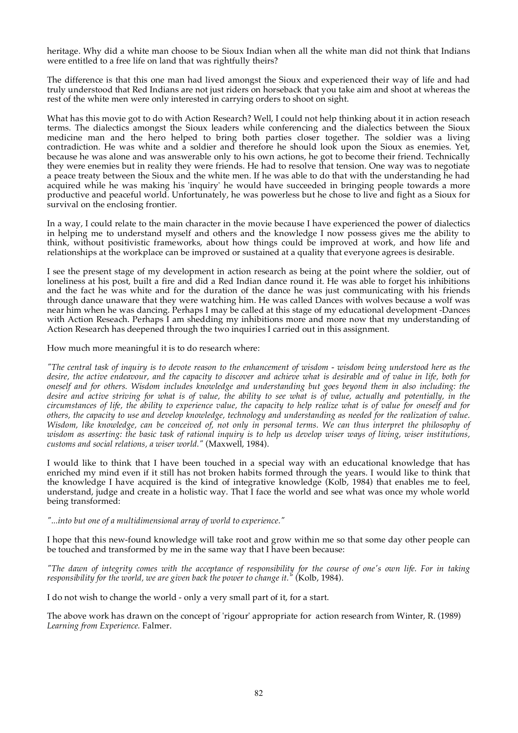heritage. Why did a white man choose to be Sioux Indian when all the white man did not think that Indians were entitled to a free life on land that was rightfully theirs?

The difference is that this one man had lived amongst the Sioux and experienced their way of life and had truly understood that Red Indians are not just riders on horseback that you take aim and shoot at whereas the rest of the white men were only interested in carrying orders to shoot on sight.

What has this movie got to do with Action Research? Well, I could not help thinking about it in action reseach terms. The dialectics amongst the Sioux leaders while conferencing and the dialectics between the Sioux medicine man and the hero helped to bring both parties closer together. The soldier was a living contradiction. He was white and a soldier and therefore he should look upon the Sioux as enemies. Yet, because he was alone and was answerable only to his own actions, he got to become their friend. Technically they were enemies but in reality they were friends. He had to resolve that tension. One way was to negotiate a peace treaty between the Sioux and the white men. If he was able to do that with the understanding he had acquired while he was making his 'inquiry' he would have succeeded in bringing people towards a more productive and peaceful world. Unfortunately, he was powerless but he chose to live and fight as a Sioux for survival on the enclosing frontier.

In a way, I could relate to the main character in the movie because I have experienced the power of dialectics in helping me to understand myself and others and the knowledge I now possess gives me the ability to think, without positivistic frameworks, about how things could be improved at work, and how life and relationships at the workplace can be improved or sustained at a quality that everyone agrees is desirable.

I see the present stage of my development in action research as being at the point where the soldier, out of loneliness at his post, built a fire and did a Red Indian dance round it. He was able to forget his inhibitions and the fact he was white and for the duration of the dance he was just communicating with his friends through dance unaware that they were watching him. He was called Dances with wolves because a wolf was near him when he was dancing. Perhaps I may be called at this stage of my educational development -Dances with Action Reseach. Perhaps I am shedding my inhibitions more and more now that my understanding of Action Research has deepened through the two inquiries I carried out in this assignment.

How much more meaningful it is to do research where:

*"The central task of inquiry is to devote reason to the enhancement of wisdom - wisdom being understood here as the desire, the active endeavour, and the capacity to discover and achieve what is desirable and of value in life, both for oneself and for others. Wisdom includes knowledge and understanding but goes beyond them in also including: the desire and active striving for what is of value, the ability to see what is of value, actually and potentially, in the circumstances of life, the ability to experience value, the capacity to help realize what is of value for oneself and for others, the capacity to use and develop knowledge, technology and understanding as needed for the realization of value. Wisdom, like knowledge, can be conceived of, not only in personal terms. We can thus interpret the philosophy of wisdom as asserting: the basic task of rational inquiry is to help us develop wiser ways of living, wiser institutions, customs and social relations, a wiser world."* (Maxwell, 1984).

I would like to think that I have been touched in a special way with an educational knowledge that has enriched my mind even if it still has not broken habits formed through the years. I would like to think that the knowledge I have acquired is the kind of integrative knowledge (Kolb, 1984) that enables me to feel, understand, judge and create in a holistic way. That I face the world and see what was once my whole world being transformed:

*"...into but one of a multidimensional array of world to experience."*

I hope that this new-found knowledge will take root and grow within me so that some day other people can be touched and transformed by me in the same way that I have been because:

*"The dawn of integrity comes with the acceptance of responsibility for the course of one's own life. For in taking responsibility for the world, we are given back the power to change it."* (Kolb, 1984).

I do not wish to change the world - only a very small part of it, for a start.

The above work has drawn on the concept of 'rigour' appropriate for action research from Winter, R. (1989) *Learning from Experience.* Falmer.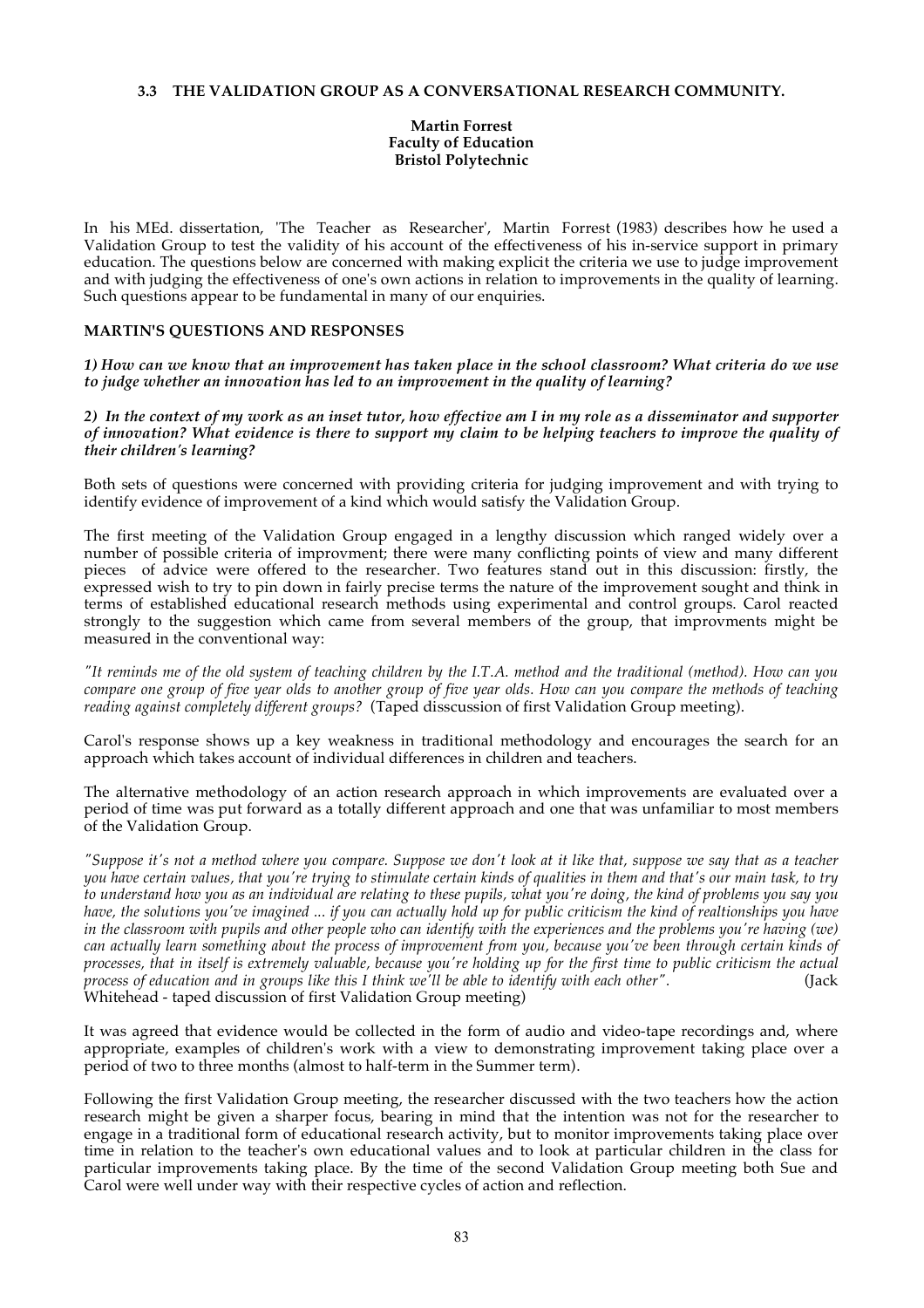### 3.3 THE VALIDATION GROUP AS A CONVERSATIONAL RESEARCH COMMUNITY.

**Martin Forrest**
**Faculty of Education**
**Bristol Polytechnic**

In his MEd. dissertation, 'The Teacher as Researcher', Martin Forrest (1983) describes how he used a Validation Group to test the validity of his account of the effectiveness of his in-service support in primary education. The questions below are concerned with making explicit the criteria we use to judge improvement and with judging the effectiveness of one's own actions in relation to improvements in the quality of learning. Such questions appear to be fundamental in many of our enquiries.

**MARTIN'S QUESTIONS AND RESPONSES**

***1) How can we know that an improvement has taken place in the school classroom? What criteria do we use to judge whether an innovation has led to an improvement in the quality of learning?***

***2) In the context of my work as an inset tutor, how effective am I in my role as a disseminator and supporter of innovation? What evidence is there to support my claim to be helping teachers to improve the quality of their children's learning?***

Both sets of questions were concerned with providing criteria for judging improvement and with trying to identify evidence of improvement of a kind which would satisfy the Validation Group.

The first meeting of the Validation Group engaged in a lengthy discussion which ranged widely over a number of possible criteria of improvment; there were many conflicting points of view and many different pieces of advice were offered to the researcher. Two features stand out in this discussion: firstly, the expressed wish to try to pin down in fairly precise terms the nature of the improvement sought and think in terms of established educational research methods using experimental and control groups. Carol reacted strongly to the suggestion which came from several members of the group, that improvments might be measured in the conventional way:

*"It reminds me of the old system of teaching children by the I.T.A. method and the traditional (method). How can you compare one group of five year olds to another group of five year olds. How can you compare the methods of teaching reading against completely different groups?* (Taped disscussion of first Validation Group meeting).

Carol's response shows up a key weakness in traditional methodology and encourages the search for an approach which takes account of individual differences in children and teachers.

The alternative methodology of an action research approach in which improvements are evaluated over a period of time was put forward as a totally different approach and one that was unfamiliar to most members of the Validation Group.

*"Suppose it's not a method where you compare. Suppose we don't look at it like that, suppose we say that as a teacher you have certain values, that you're trying to stimulate certain kinds of qualities in them and that's our main task, to try to understand how you as an individual are relating to these pupils, what you're doing, the kind of problems you say you have, the solutions you've imagined ... if you can actually hold up for public criticism the kind of realtionships you have in the classroom with pupils and other people who can identify with the experiences and the problems you're having (we) can actually learn something about the process of improvement from you, because you've been through certain kinds of processes, that in itself is extremely valuable, because you're holding up for the first time to public criticism the actual process of education and in groups like this I think we'll be able to identify with each other".* (Jack Whitehead - taped discussion of first Validation Group meeting)

It was agreed that evidence would be collected in the form of audio and video-tape recordings and, where appropriate, examples of children's work with a view to demonstrating improvement taking place over a period of two to three months (almost to half-term in the Summer term).

Following the first Validation Group meeting, the researcher discussed with the two teachers how the action research might be given a sharper focus, bearing in mind that the intention was not for the researcher to engage in a traditional form of educational research activity, but to monitor improvements taking place over time in relation to the teacher's own educational values and to look at particular children in the class for particular improvements taking place. By the time of the second Validation Group meeting both Sue and Carol were well under way with their respective cycles of action and reflection.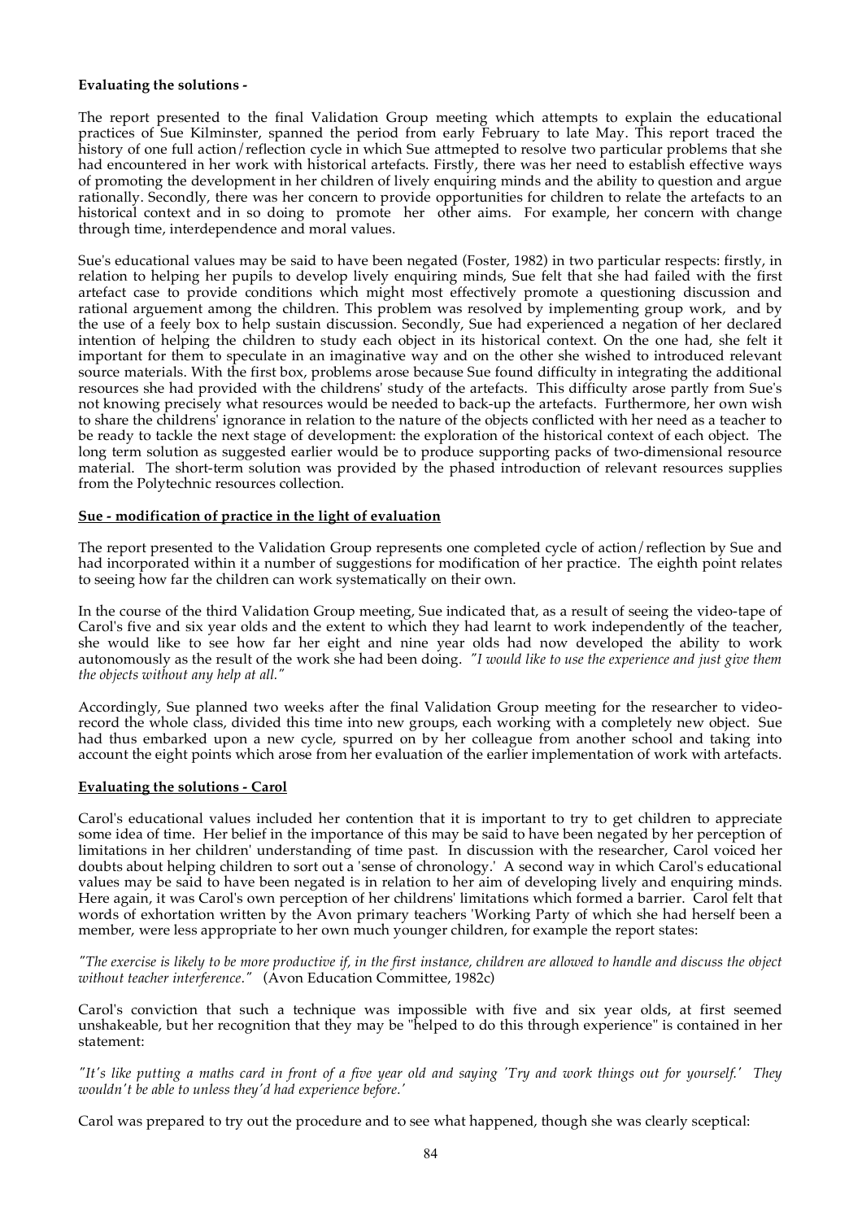**Evaluating the solutions -**

The report presented to the final Validation Group meeting which attempts to explain the educational practices of Sue Kilminster, spanned the period from early February to late May. This report traced the history of one full action/reflection cycle in which Sue attmepted to resolve two particular problems that she had encountered in her work with historical artefacts. Firstly, there was her need to establish effective ways of promoting the development in her children of lively enquiring minds and the ability to question and argue rationally. Secondly, there was her concern to provide opportunities for children to relate the artefacts to an historical context and in so doing to promote her other aims. For example, her concern with change through time, interdependence and moral values.

Sue's educational values may be said to have been negated (Foster, 1982) in two particular respects: firstly, in relation to helping her pupils to develop lively enquiring minds, Sue felt that she had failed with the first artefact case to provide conditions which might most effectively promote a questioning discussion and rational arguement among the children. This problem was resolved by implementing group work, and by the use of a feely box to help sustain discussion. Secondly, Sue had experienced a negation of her declared intention of helping the children to study each object in its historical context. On the one had, she felt it important for them to speculate in an imaginative way and on the other she wished to introduced relevant source materials. With the first box, problems arose because Sue found difficulty in integrating the additional resources she had provided with the childrens' study of the artefacts. This difficulty arose partly from Sue's not knowing precisely what resources would be needed to back-up the artefacts. Furthermore, her own wish to share the childrens' ignorance in relation to the nature of the objects conflicted with her need as a teacher to be ready to tackle the next stage of development: the exploration of the historical context of each object. The long term solution as suggested earlier would be to produce supporting packs of two-dimensional resource material. The short-term solution was provided by the phased introduction of relevant resources supplies from the Polytechnic resources collection.

**Sue - modification of practice in the light of evaluation**

The report presented to the Validation Group represents one completed cycle of action/reflection by Sue and had incorporated within it a number of suggestions for modification of her practice. The eighth point relates to seeing how far the children can work systematically on their own.

In the course of the third Validation Group meeting, Sue indicated that, as a result of seeing the video-tape of Carol's five and six year olds and the extent to which they had learnt to work independently of the teacher, she would like to see how far her eight and nine year olds had now developed the ability to work autonomously as the result of the work she had been doing. *"I would like to use the experience and just give them the objects without any help at all."*

Accordingly, Sue planned two weeks after the final Validation Group meeting for the researcher to video-record the whole class, divided this time into new groups, each working with a completely new object. Sue had thus embarked upon a new cycle, spurred on by her colleague from another school and taking into account the eight points which arose from her evaluation of the earlier implementation of work with artefacts.

**Evaluating the solutions - Carol**

Carol's educational values included her contention that it is important to try to get children to appreciate some idea of time. Her belief in the importance of this may be said to have been negated by her perception of limitations in her children' understanding of time past. In discussion with the researcher, Carol voiced her doubts about helping children to sort out a 'sense of chronology.' A second way in which Carol's educational values may be said to have been negated is in relation to her aim of developing lively and enquiring minds. Here again, it was Carol's own perception of her childrens' limitations which formed a barrier. Carol felt that words of exhortation written by the Avon primary teachers 'Working Party of which she had herself been a member, were less appropriate to her own much younger children, for example the report states:

*"The exercise is likely to be more productive if, in the first instance, children are allowed to handle and discuss the object without teacher interference."* (Avon Education Committee, 1982c)

Carol's conviction that such a technique was impossible with five and six year olds, at first seemed unshakeable, but her recognition that they may be "helped to do this through experience" is contained in her statement:

*"It's like putting a maths card in front of a five year old and saying 'Try and work things out for yourself.' They wouldn't be able to unless they'd had experience before.'*

Carol was prepared to try out the procedure and to see what happened, though she was clearly sceptical: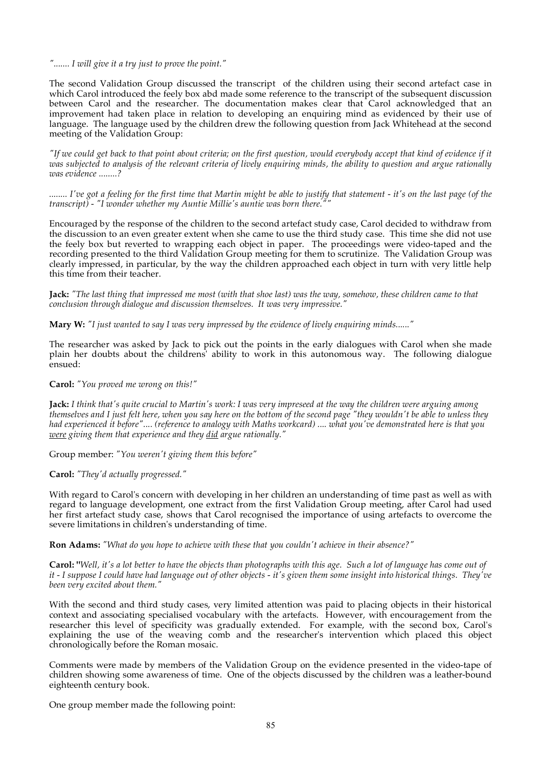*"....... I will give it a try just to prove the point."*

The second Validation Group discussed the transcript of the children using their second artefact case in which Carol introduced the feely box abd made some reference to the transcript of the subsequent discussion between Carol and the researcher. The documentation makes clear that Carol acknowledged that an improvement had taken place in relation to developing an enquiring mind as evidenced by their use of language. The language used by the children drew the following question from Jack Whitehead at the second meeting of the Validation Group:

*"If we could get back to that point about criteria; on the first question, would everybody accept that kind of evidence if it was subjected to analysis of the relevant criteria of lively enquiring minds, the ability to question and argue rationally was evidence ........?*

*........ I've got a feeling for the first time that Martin might be able to justify that statement - it's on the last page (of the transcript) - "I wonder whether my Auntie Millie's auntie was born there.""*

Encouraged by the response of the children to the second artefact study case, Carol decided to withdraw from the discussion to an even greater extent when she came to use the third study case. This time she did not use the feely box but reverted to wrapping each object in paper. The proceedings were video-taped and the recording presented to the third Validation Group meeting for them to scrutinize. The Validation Group was clearly impressed, in particular, by the way the children approached each object in turn with very little help this time from their teacher.

**Jack:** *"The last thing that impressed me most (with that shoe last) was the way, somehow, these children came to that conclusion through dialogue and discussion themselves. It was very impressive."*

**Mary W:** *"I just wanted to say I was very impressed by the evidence of lively enquiring minds......"*

The researcher was asked by Jack to pick out the points in the early dialogues with Carol when she made plain her doubts about the childrens' ability to work in this autonomous way. The following dialogue ensued:

**Carol:** *"You proved me wrong on this!"*

**Jack:** *I think that's quite crucial to Martin's work: I was very impreseed at the way the children were arguing among themselves and I just felt here, when you say here on the bottom of the second page "they wouldn't be able to unless they had experienced it before".... (reference to analogy with Maths workcard) .... what you've demonstrated here is that you <u>were</u> giving them that experience and they <u>did</u> argue rationally."*

Group member: *"You weren't giving them this before"*

**Carol:** *"They'd actually progressed."*

With regard to Carol's concern with developing in her children an understanding of time past as well as with regard to language development, one extract from the first Validation Group meeting, after Carol had used her first artefact study case, shows that Carol recognised the importance of using artefacts to overcome the severe limitations in children's understanding of time.

**Ron Adams:** *"What do you hope to achieve with these that you couldn't achieve in their absence?"*

**Carol: "***Well, it's a lot better to have the objects than photographs with this age. Such a lot of language has come out of it - I suppose I could have had language out of other objects - it's given them some insight into historical things. They've been very excited about them."*

With the second and third study cases, very limited attention was paid to placing objects in their historical context and associating specialised vocabulary with the artefacts. However, with encouragement from the researcher this level of specificity was gradually extended. For example, with the second box, Carol's explaining the use of the weaving comb and the researcher's intervention which placed this object chronologically before the Roman mosaic.

Comments were made by members of the Validation Group on the evidence presented in the video-tape of children showing some awareness of time. One of the objects discussed by the children was a leather-bound eighteenth century book.

One group member made the following point: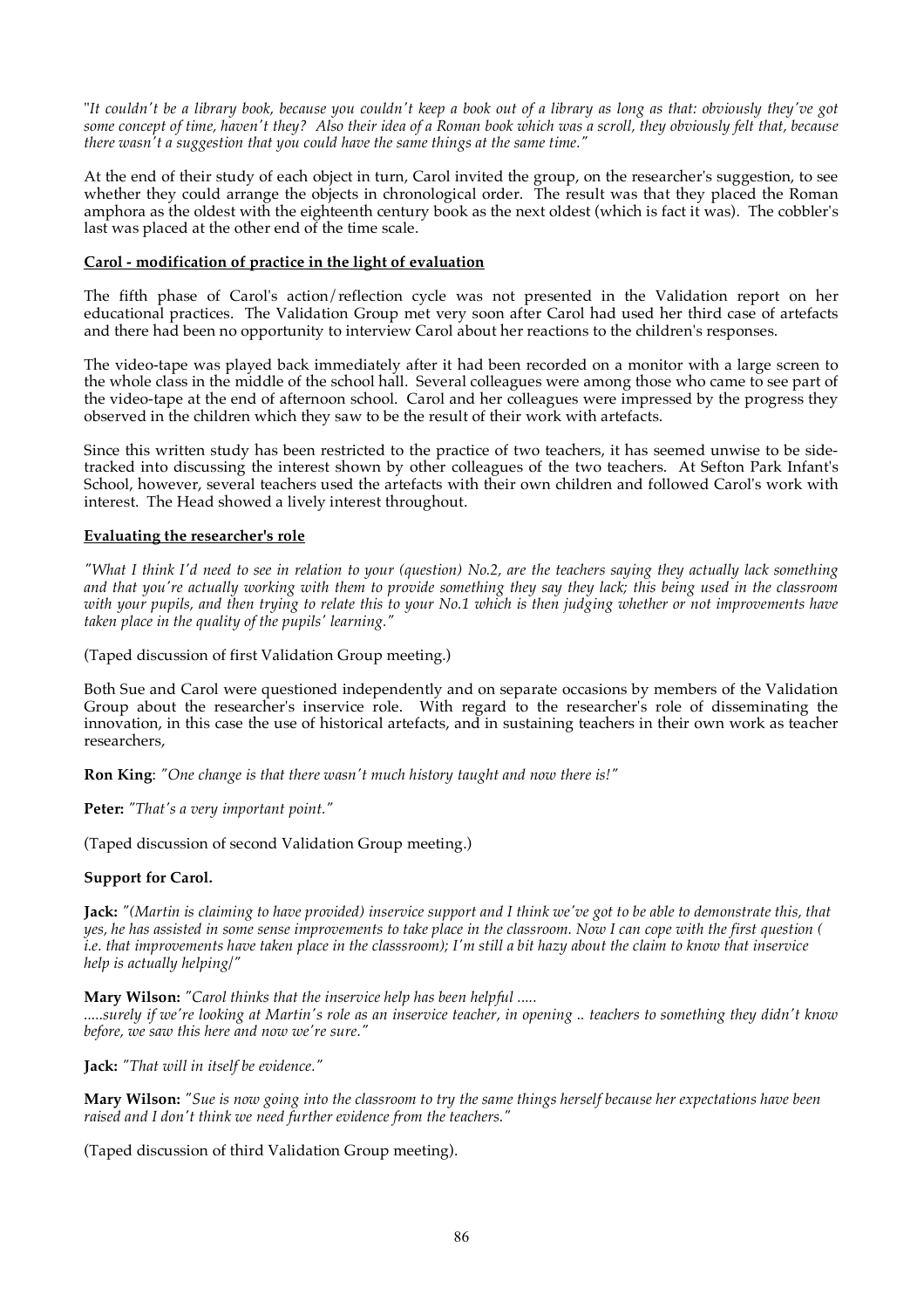"*It couldn't be a library book, because you couldn't keep a book out of a library as long as that: obviously they've got some concept of time, haven't they? Also their idea of a Roman book which was a scroll, they obviously felt that, because there wasn't a suggestion that you could have the same things at the same time.*"

At the end of their study of each object in turn, Carol invited the group, on the researcher's suggestion, to see whether they could arrange the objects in chronological order. The result was that they placed the Roman amphora as the oldest with the eighteenth century book as the next oldest (which is fact it was). The cobbler's last was placed at the other end of the time scale.

**Carol - modification of practice in the light of evaluation**

The fifth phase of Carol's action/reflection cycle was not presented in the Validation report on her educational practices. The Validation Group met very soon after Carol had used her third case of artefacts and there had been no opportunity to interview Carol about her reactions to the children's responses.

The video-tape was played back immediately after it had been recorded on a monitor with a large screen to the whole class in the middle of the school hall. Several colleagues were among those who came to see part of the video-tape at the end of afternoon school. Carol and her colleagues were impressed by the progress they observed in the children which they saw to be the result of their work with artefacts.

Since this written study has been restricted to the practice of two teachers, it has seemed unwise to be side-tracked into discussing the interest shown by other colleagues of the two teachers. At Sefton Park Infant's School, however, several teachers used the artefacts with their own children and followed Carol's work with interest. The Head showed a lively interest throughout.

**Evaluating the researcher's role**

"*What I think I'd need to see in relation to your (question) No.2, are the teachers saying they actually lack something and that you're actually working with them to provide something they say they lack; this being used in the classroom with your pupils, and then trying to relate this to your No.1 which is then judging whether or not improvements have taken place in the quality of the pupils' learning.*"

(Taped discussion of first Validation Group meeting.)

Both Sue and Carol were questioned independently and on separate occasions by members of the Validation Group about the researcher's inservice role. With regard to the researcher's role of disseminating the innovation, in this case the use of historical artefacts, and in sustaining teachers in their own work as teacher researchers,

**Ron King**: "*One change is that there wasn't much history taught and now there is!*"

**Peter:** "*That's a very important point.*"

(Taped discussion of second Validation Group meeting.)

**Support for Carol.**

**Jack:** "*(Martin is claiming to have provided) inservice support and I think we've got to be able to demonstrate this, that yes, he has assisted in some sense improvements to take place in the classroom. Now I can cope with the first question ( i.e. that improvements have taken place in the classsroom); I'm still a bit hazy about the claim to know that inservice help is actually helping/*"

**Mary Wilson:** "*Carol thinks that the inservice help has been helpful .....*
*.....surely if we're looking at Martin's role as an inservice teacher, in opening .. teachers to something they didn't know before, we saw this here and now we're sure.*"

**Jack:** "*That will in itself be evidence.*"

**Mary Wilson:** "*Sue is now going into the classroom to try the same things herself because her expectations have been raised and I don't think we need further evidence from the teachers.*"

(Taped discussion of third Validation Group meeting).